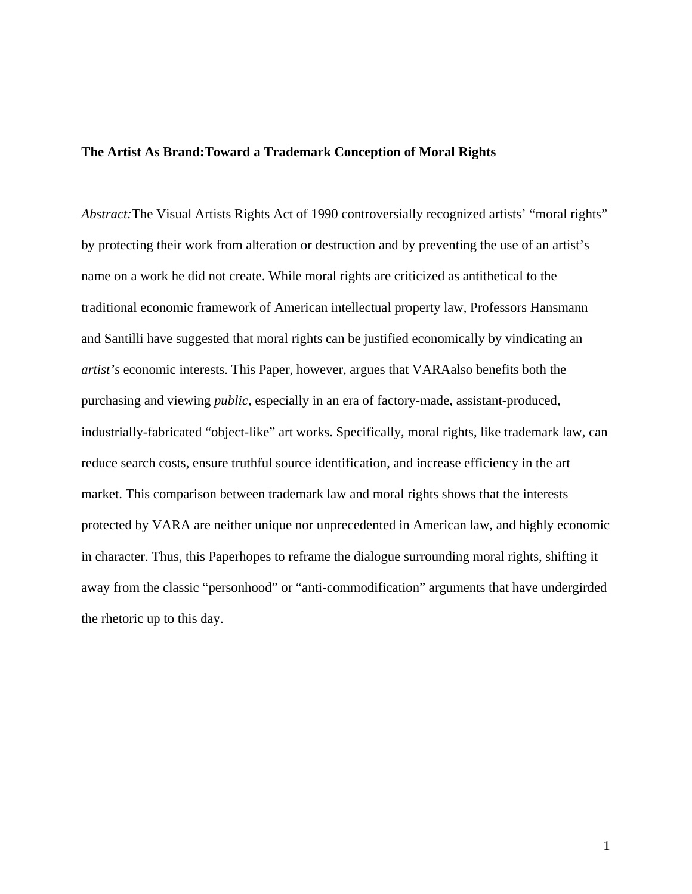**The Artist As Brand:Toward a Trademark Conception of Moral Rights**

*Abstract:*The Visual Artists Rights Act of 1990 controversially recognized artists' "moral rights" by protecting their work from alteration or destruction and by preventing the use of an artist's name on a work he did not create. While moral rights are criticized as antithetical to the traditional economic framework of American intellectual property law, Professors Hansmann and Santilli have suggested that moral rights can be justified economically by vindicating an *artist's* economic interests. This Paper, however, argues that VARAalso benefits both the purchasing and viewing *public*, especially in an era of factory-made, assistant-produced, industrially-fabricated "object-like" art works. Specifically, moral rights, like trademark law, can reduce search costs, ensure truthful source identification, and increase efficiency in the art market. This comparison between trademark law and moral rights shows that the interests protected by VARA are neither unique nor unprecedented in American law, and highly economic in character. Thus, this Paperhopes to reframe the dialogue surrounding moral rights, shifting it away from the classic "personhood" or "anti-commodification" arguments that have undergirded the rhetoric up to this day.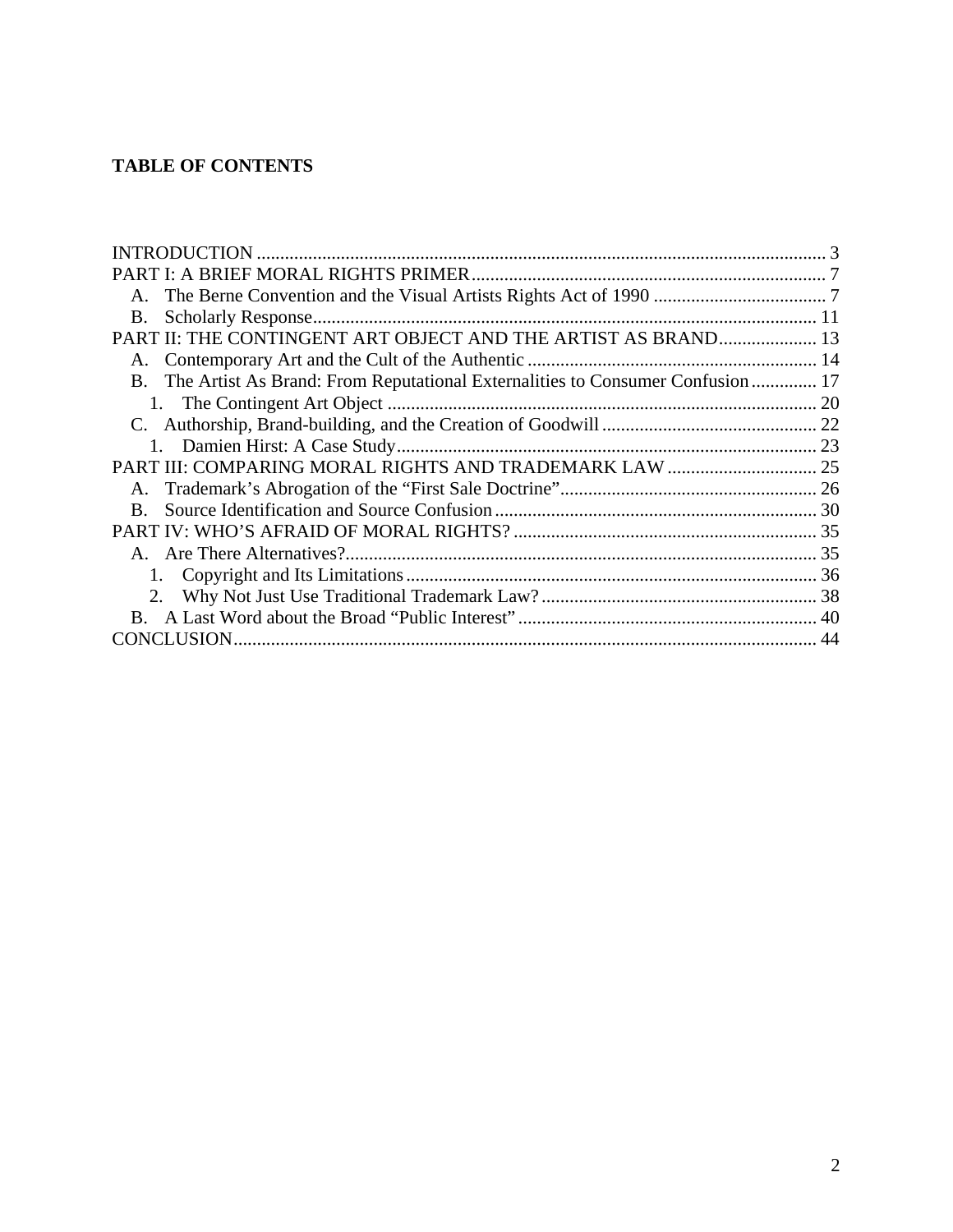## TABLE OF CONTENTS

INTRODUCTION ........................................................................................................................ 3
PART I: A BRIEF MORAL RIGHTS PRIMER........................................................................... 7
  A. The Berne Convention and the Visual Artists Rights Act of 1990 ..................................... 7
  B. Scholarly Response........................................................................................................... 11
PART II: THE CONTINGENT ART OBJECT AND THE ARTIST AS BRAND..................... 13
  A. Contemporary Art and the Cult of the Authentic ............................................................. 14
  B. The Artist As Brand: From Reputational Externalities to Consumer Confusion .............. 17
    1. The Contingent Art Object ........................................................................................... 20
  C. Authorship, Brand-building, and the Creation of Goodwill .............................................. 22
    1. Damien Hirst: A Case Study......................................................................................... 23
PART III: COMPARING MORAL RIGHTS AND TRADEMARK LAW ................................ 25
  A. Trademark's Abrogation of the "First Sale Doctrine"....................................................... 26
  B. Source Identification and Source Confusion ..................................................................... 30
PART IV: WHO'S AFRAID OF MORAL RIGHTS? ................................................................ 35
  A. Are There Alternatives?.................................................................................................... 35
    1. Copyright and Its Limitations ....................................................................................... 36
    2. Why Not Just Use Traditional Trademark Law? ........................................................... 38
  B. A Last Word about the Broad "Public Interest" ................................................................ 40
CONCLUSION............................................................................................................................ 44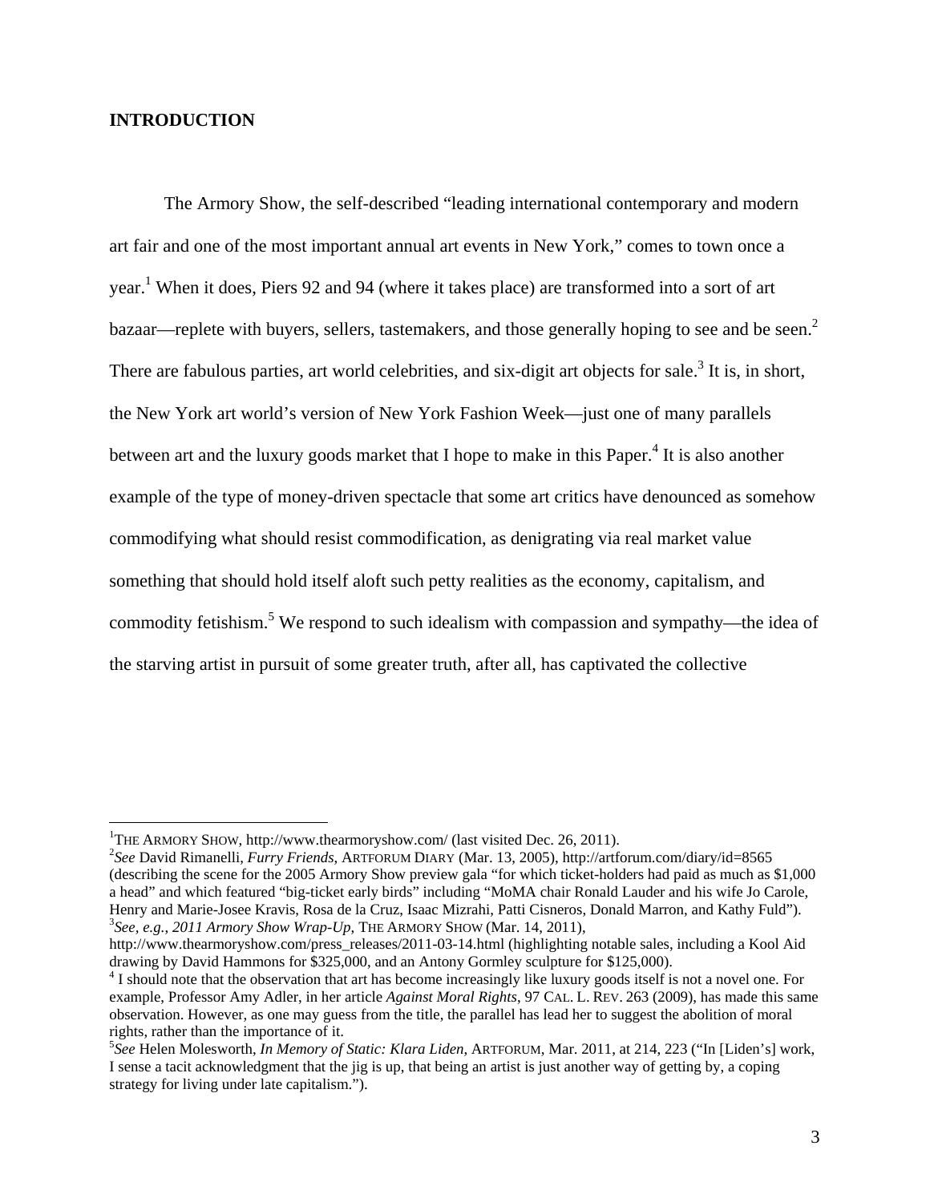## INTRODUCTION

The Armory Show, the self-described "leading international contemporary and modern art fair and one of the most important annual art events in New York," comes to town once a year.[1] When it does, Piers 92 and 94 (where it takes place) are transformed into a sort of art bazaar—replete with buyers, sellers, tastemakers, and those generally hoping to see and be seen.[2] There are fabulous parties, art world celebrities, and six-digit art objects for sale.[3] It is, in short, the New York art world's version of New York Fashion Week—just one of many parallels between art and the luxury goods market that I hope to make in this Paper.[4] It is also another example of the type of money-driven spectacle that some art critics have denounced as somehow commodifying what should resist commodification, as denigrating via real market value something that should hold itself aloft such petty realities as the economy, capitalism, and commodity fetishism.[5] We respond to such idealism with compassion and sympathy—the idea of the starving artist in pursuit of some greater truth, after all, has captivated the collective

---

[1] THE ARMORY SHOW, http://www.thearmoryshow.com/ (last visited Dec. 26, 2011).

[2] *See* David Rimanelli, *Furry Friends*, ARTFORUM DIARY (Mar. 13, 2005), http://artforum.com/diary/id=8565 (describing the scene for the 2005 Armory Show preview gala "for which ticket-holders had paid as much as $1,000 a head" and which featured "big-ticket early birds" including "MoMA chair Ronald Lauder and his wife Jo Carole, Henry and Marie-Josee Kravis, Rosa de la Cruz, Isaac Mizrahi, Patti Cisneros, Donald Marron, and Kathy Fuld").

[3] *See, e.g.*, *2011 Armory Show Wrap-Up*, THE ARMORY SHOW (Mar. 14, 2011), http://www.thearmoryshow.com/press_releases/2011-03-14.html (highlighting notable sales, including a Kool Aid drawing by David Hammons for $325,000, and an Antony Gormley sculpture for $125,000).

[4] I should note that the observation that art has become increasingly like luxury goods itself is not a novel one. For example, Professor Amy Adler, in her article *Against Moral Rights*, 97 CAL. L. REV. 263 (2009), has made this same observation. However, as one may guess from the title, the parallel has lead her to suggest the abolition of moral rights, rather than the importance of it.

[5] *See* Helen Molesworth, *In Memory of Static: Klara Liden*, ARTFORUM, Mar. 2011, at 214, 223 ("In [Liden's] work, I sense a tacit acknowledgment that the jig is up, that being an artist is just another way of getting by, a coping strategy for living under late capitalism.").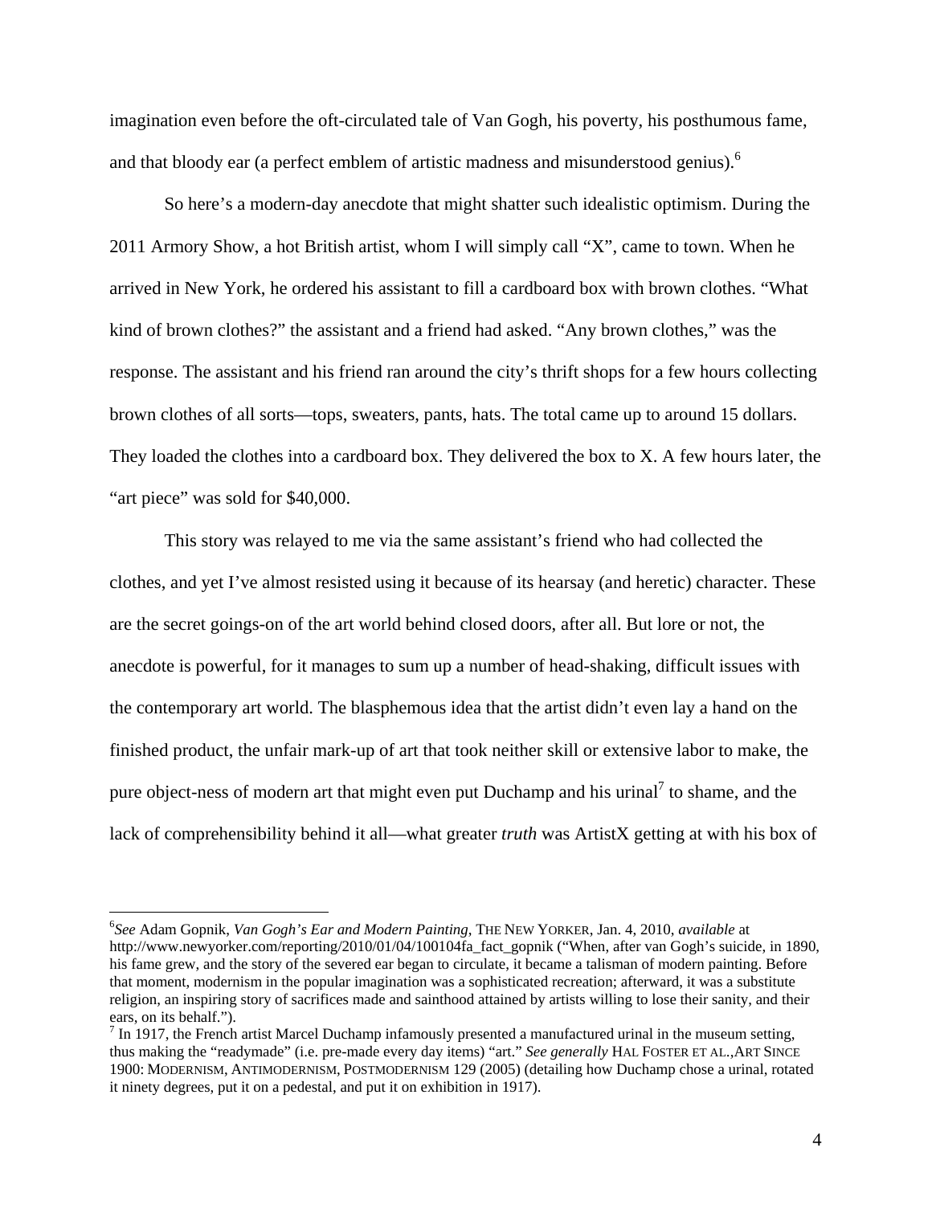imagination even before the oft-circulated tale of Van Gogh, his poverty, his posthumous fame, and that bloody ear (a perfect emblem of artistic madness and misunderstood genius).[6]

So here's a modern-day anecdote that might shatter such idealistic optimism. During the 2011 Armory Show, a hot British artist, whom I will simply call "X", came to town. When he arrived in New York, he ordered his assistant to fill a cardboard box with brown clothes. "What kind of brown clothes?" the assistant and a friend had asked. "Any brown clothes," was the response. The assistant and his friend ran around the city's thrift shops for a few hours collecting brown clothes of all sorts—tops, sweaters, pants, hats. The total came up to around 15 dollars. They loaded the clothes into a cardboard box. They delivered the box to X. A few hours later, the "art piece" was sold for $40,000.

This story was relayed to me via the same assistant's friend who had collected the clothes, and yet I've almost resisted using it because of its hearsay (and heretic) character. These are the secret goings-on of the art world behind closed doors, after all. But lore or not, the anecdote is powerful, for it manages to sum up a number of head-shaking, difficult issues with the contemporary art world. The blasphemous idea that the artist didn't even lay a hand on the finished product, the unfair mark-up of art that took neither skill or extensive labor to make, the pure object-ness of modern art that might even put Duchamp and his urinal[7] to shame, and the lack of comprehensibility behind it all—what greater *truth* was ArtistX getting at with his box of

---

[6]*See* Adam Gopnik, *Van Gogh's Ear and Modern Painting*, THE NEW YORKER, Jan. 4, 2010, *available* at http://www.newyorker.com/reporting/2010/01/04/100104fa_fact_gopnik ("When, after van Gogh's suicide, in 1890, his fame grew, and the story of the severed ear began to circulate, it became a talisman of modern painting. Before that moment, modernism in the popular imagination was a sophisticated recreation; afterward, it was a substitute religion, an inspiring story of sacrifices made and sainthood attained by artists willing to lose their sanity, and their ears, on its behalf.").

[7] In 1917, the French artist Marcel Duchamp infamously presented a manufactured urinal in the museum setting, thus making the "readymade" (i.e. pre-made every day items) "art." *See generally* HAL FOSTER ET AL.,ART SINCE 1900: MODERNISM, ANTIMODERNISM, POSTMODERNISM 129 (2005) (detailing how Duchamp chose a urinal, rotated it ninety degrees, put it on a pedestal, and put it on exhibition in 1917).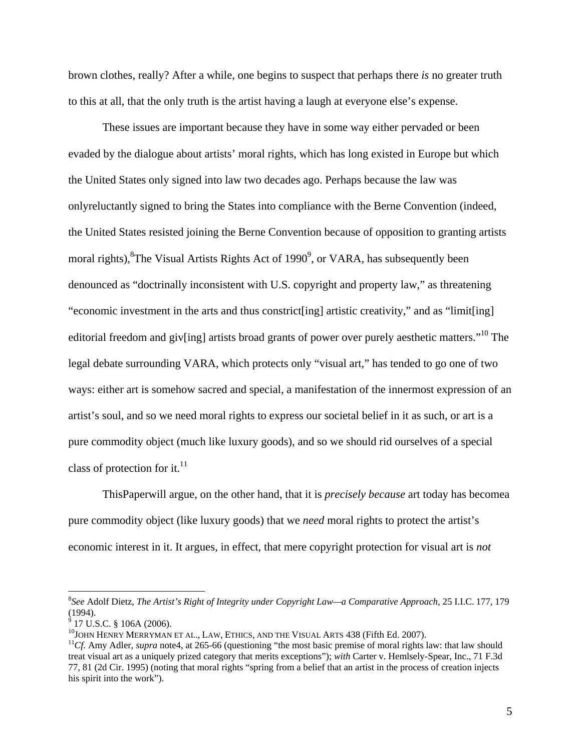brown clothes, really? After a while, one begins to suspect that perhaps there *is* no greater truth to this at all, that the only truth is the artist having a laugh at everyone else's expense.

These issues are important because they have in some way either pervaded or been evaded by the dialogue about artists' moral rights, which has long existed in Europe but which the United States only signed into law two decades ago. Perhaps because the law was onlyreluctantly signed to bring the States into compliance with the Berne Convention (indeed, the United States resisted joining the Berne Convention because of opposition to granting artists moral rights),[8]The Visual Artists Rights Act of 1990[9], or VARA, has subsequently been denounced as "doctrinally inconsistent with U.S. copyright and property law," as threatening "economic investment in the arts and thus constrict[ing] artistic creativity," and as "limit[ing] editorial freedom and giv[ing] artists broad grants of power over purely aesthetic matters."[10] The legal debate surrounding VARA, which protects only "visual art," has tended to go one of two ways: either art is somehow sacred and special, a manifestation of the innermost expression of an artist's soul, and so we need moral rights to express our societal belief in it as such, or art is a pure commodity object (much like luxury goods), and so we should rid ourselves of a special class of protection for it.[11]

ThisPaperwill argue, on the other hand, that it is *precisely because* art today has becomea pure commodity object (like luxury goods) that we *need* moral rights to protect the artist's economic interest in it. It argues, in effect, that mere copyright protection for visual art is *not*

---

[8]*See* Adolf Dietz, *The Artist's Right of Integrity under Copyright Law—a Comparative Approach*, 25 I.I.C. 177, 179 (1994).

[9] 17 U.S.C. § 106A (2006).

[10]John Henry Merryman et al., Law, Ethics, and the Visual Arts 438 (Fifth Ed. 2007).

[11]*Cf.* Amy Adler, *supra* note4, at 265-66 (questioning "the most basic premise of moral rights law: that law should treat visual art as a uniquely prized category that merits exceptions"); *with* Carter v. Hemlsely-Spear, Inc., 71 F.3d 77, 81 (2d Cir. 1995) (noting that moral rights "spring from a belief that an artist in the process of creation injects his spirit into the work").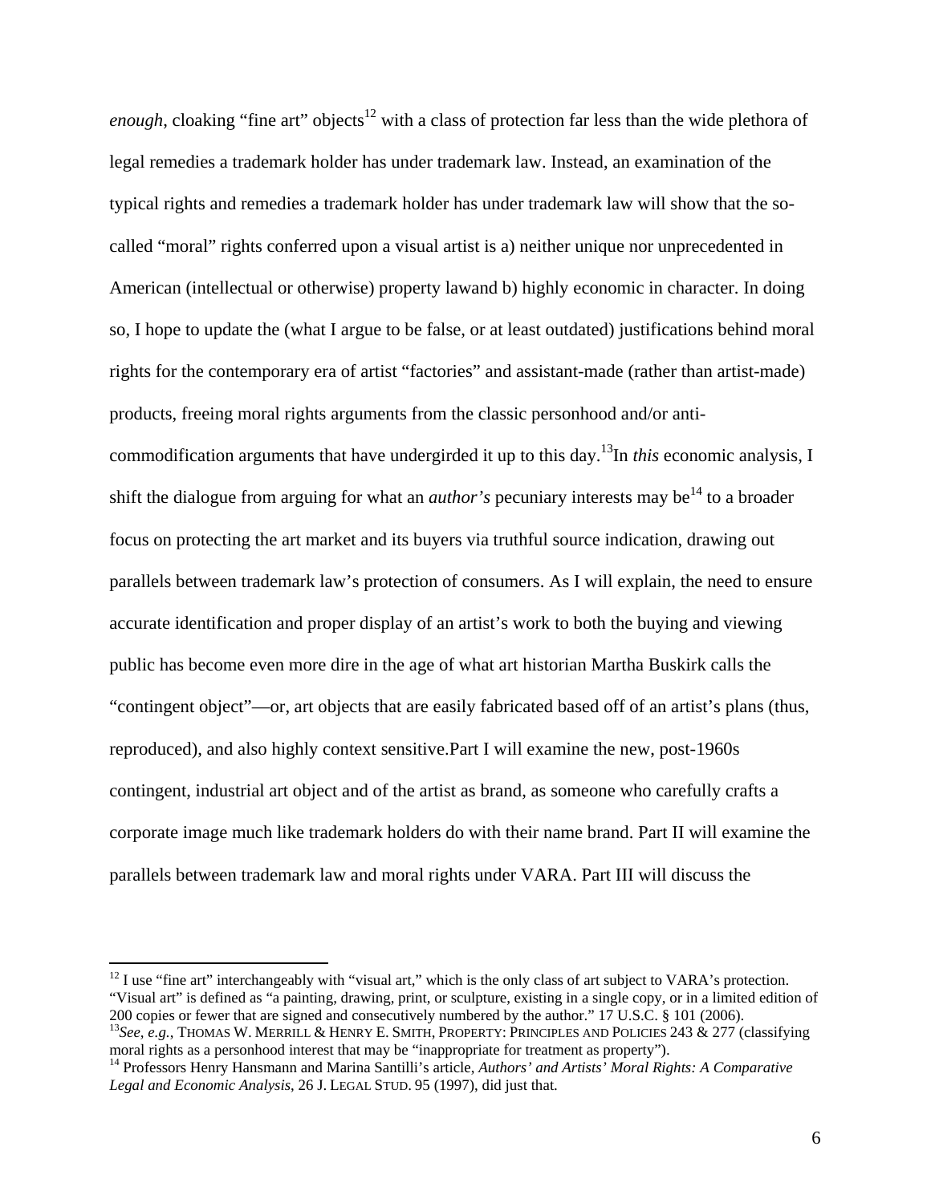*enough*, cloaking "fine art" objects[12] with a class of protection far less than the wide plethora of legal remedies a trademark holder has under trademark law. Instead, an examination of the typical rights and remedies a trademark holder has under trademark law will show that the so-called "moral" rights conferred upon a visual artist is a) neither unique nor unprecedented in American (intellectual or otherwise) property lawand b) highly economic in character. In doing so, I hope to update the (what I argue to be false, or at least outdated) justifications behind moral rights for the contemporary era of artist "factories" and assistant-made (rather than artist-made) products, freeing moral rights arguments from the classic personhood and/or anti-commodification arguments that have undergirded it up to this day.[13]In *this* economic analysis, I shift the dialogue from arguing for what an *author's* pecuniary interests may be[14] to a broader focus on protecting the art market and its buyers via truthful source indication, drawing out parallels between trademark law's protection of consumers. As I will explain, the need to ensure accurate identification and proper display of an artist's work to both the buying and viewing public has become even more dire in the age of what art historian Martha Buskirk calls the "contingent object"—or, art objects that are easily fabricated based off of an artist's plans (thus, reproduced), and also highly context sensitive.Part I will examine the new, post-1960s contingent, industrial art object and of the artist as brand, as someone who carefully crafts a corporate image much like trademark holders do with their name brand. Part II will examine the parallels between trademark law and moral rights under VARA. Part III will discuss the

---

[12] I use "fine art" interchangeably with "visual art," which is the only class of art subject to VARA's protection. "Visual art" is defined as "a painting, drawing, print, or sculpture, existing in a single copy, or in a limited edition of 200 copies or fewer that are signed and consecutively numbered by the author." 17 U.S.C. § 101 (2006).

[13] *See, e.g.*, THOMAS W. MERRILL & HENRY E. SMITH, PROPERTY: PRINCIPLES AND POLICIES 243 & 277 (classifying moral rights as a personhood interest that may be "inappropriate for treatment as property").

[14] Professors Henry Hansmann and Marina Santilli's article, *Authors' and Artists' Moral Rights: A Comparative Legal and Economic Analysis*, 26 J. LEGAL STUD. 95 (1997), did just that.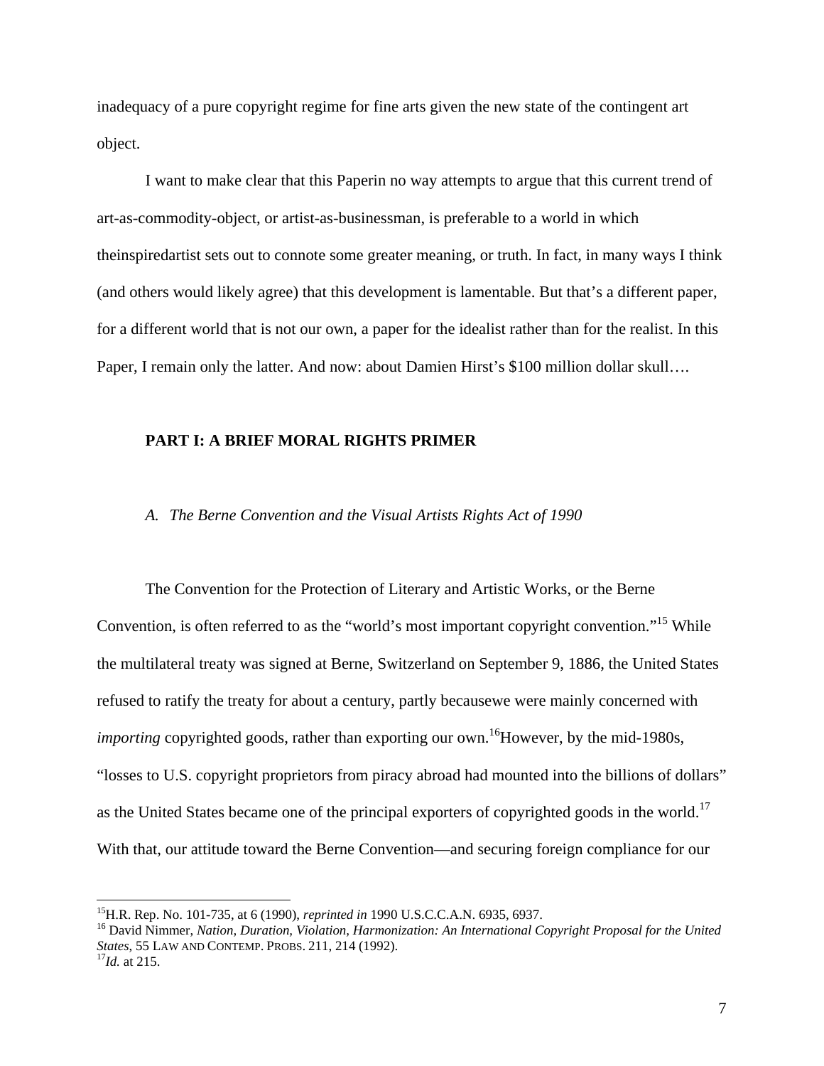inadequacy of a pure copyright regime for fine arts given the new state of the contingent art object.

I want to make clear that this Paperin no way attempts to argue that this current trend of art-as-commodity-object, or artist-as-businessman, is preferable to a world in which theinspiredartist sets out to connote some greater meaning, or truth. In fact, in many ways I think (and others would likely agree) that this development is lamentable. But that's a different paper, for a different world that is not our own, a paper for the idealist rather than for the realist. In this Paper, I remain only the latter. And now: about Damien Hirst's $100 million dollar skull….

## PART I: A BRIEF MORAL RIGHTS PRIMER

### *A. The Berne Convention and the Visual Artists Rights Act of 1990*

The Convention for the Protection of Literary and Artistic Works, or the Berne Convention, is often referred to as the "world's most important copyright convention."[15] While the multilateral treaty was signed at Berne, Switzerland on September 9, 1886, the United States refused to ratify the treaty for about a century, partly becausewe were mainly concerned with *importing* copyrighted goods, rather than exporting our own.[16]However, by the mid-1980s, "losses to U.S. copyright proprietors from piracy abroad had mounted into the billions of dollars" as the United States became one of the principal exporters of copyrighted goods in the world.[17] With that, our attitude toward the Berne Convention—and securing foreign compliance for our

---

[15]H.R. Rep. No. 101-735, at 6 (1990), *reprinted in* 1990 U.S.C.C.A.N. 6935, 6937.
[16] David Nimmer, *Nation, Duration, Violation, Harmonization: An International Copyright Proposal for the United States*, 55 LAW AND CONTEMP. PROBS. 211, 214 (1992).
[17]*Id.* at 215.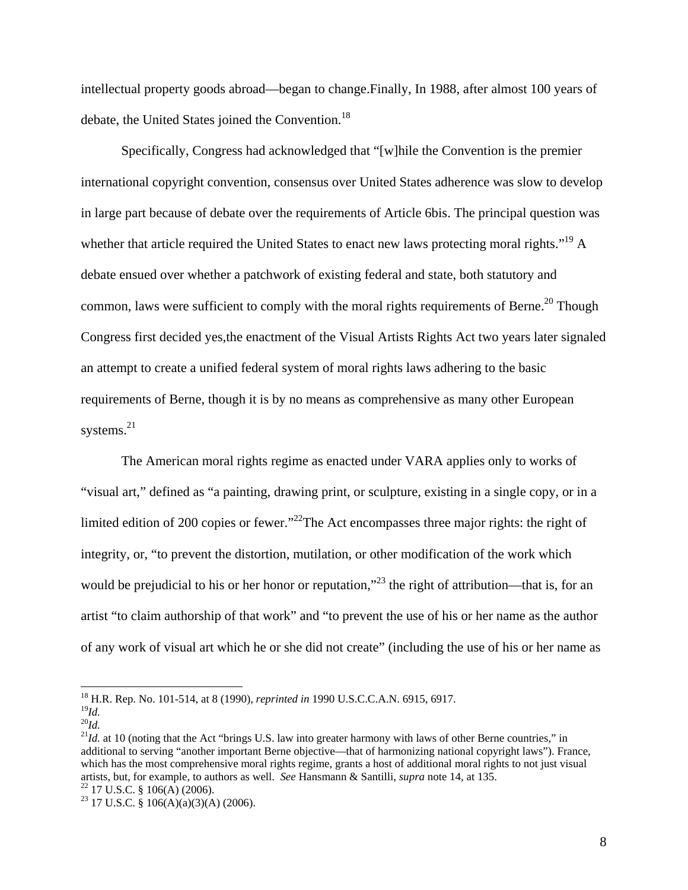intellectual property goods abroad—began to change.Finally, In 1988, after almost 100 years of debate, the United States joined the Convention.[18]

Specifically, Congress had acknowledged that "[w]hile the Convention is the premier international copyright convention, consensus over United States adherence was slow to develop in large part because of debate over the requirements of Article 6bis. The principal question was whether that article required the United States to enact new laws protecting moral rights."[19] A debate ensued over whether a patchwork of existing federal and state, both statutory and common, laws were sufficient to comply with the moral rights requirements of Berne.[20] Though Congress first decided yes,the enactment of the Visual Artists Rights Act two years later signaled an attempt to create a unified federal system of moral rights laws adhering to the basic requirements of Berne, though it is by no means as comprehensive as many other European systems.[21]

The American moral rights regime as enacted under VARA applies only to works of "visual art," defined as "a painting, drawing print, or sculpture, existing in a single copy, or in a limited edition of 200 copies or fewer."[22]The Act encompasses three major rights: the right of integrity, or, "to prevent the distortion, mutilation, or other modification of the work which would be prejudicial to his or her honor or reputation,"[23] the right of attribution—that is, for an artist "to claim authorship of that work" and "to prevent the use of his or her name as the author of any work of visual art which he or she did not create" (including the use of his or her name as

---

[18] H.R. Rep. No. 101-514, at 8 (1990), *reprinted in* 1990 U.S.C.C.A.N. 6915, 6917.
[19] *Id.*
[20] *Id.*
[21] *Id.* at 10 (noting that the Act "brings U.S. law into greater harmony with laws of other Berne countries," in additional to serving "another important Berne objective—that of harmonizing national copyright laws"). France, which has the most comprehensive moral rights regime, grants a host of additional moral rights to not just visual artists, but, for example, to authors as well. *See* Hansmann & Santilli, *supra* note 14, at 135.
[22] 17 U.S.C. § 106(A) (2006).
[23] 17 U.S.C. § 106(A)(a)(3)(A) (2006).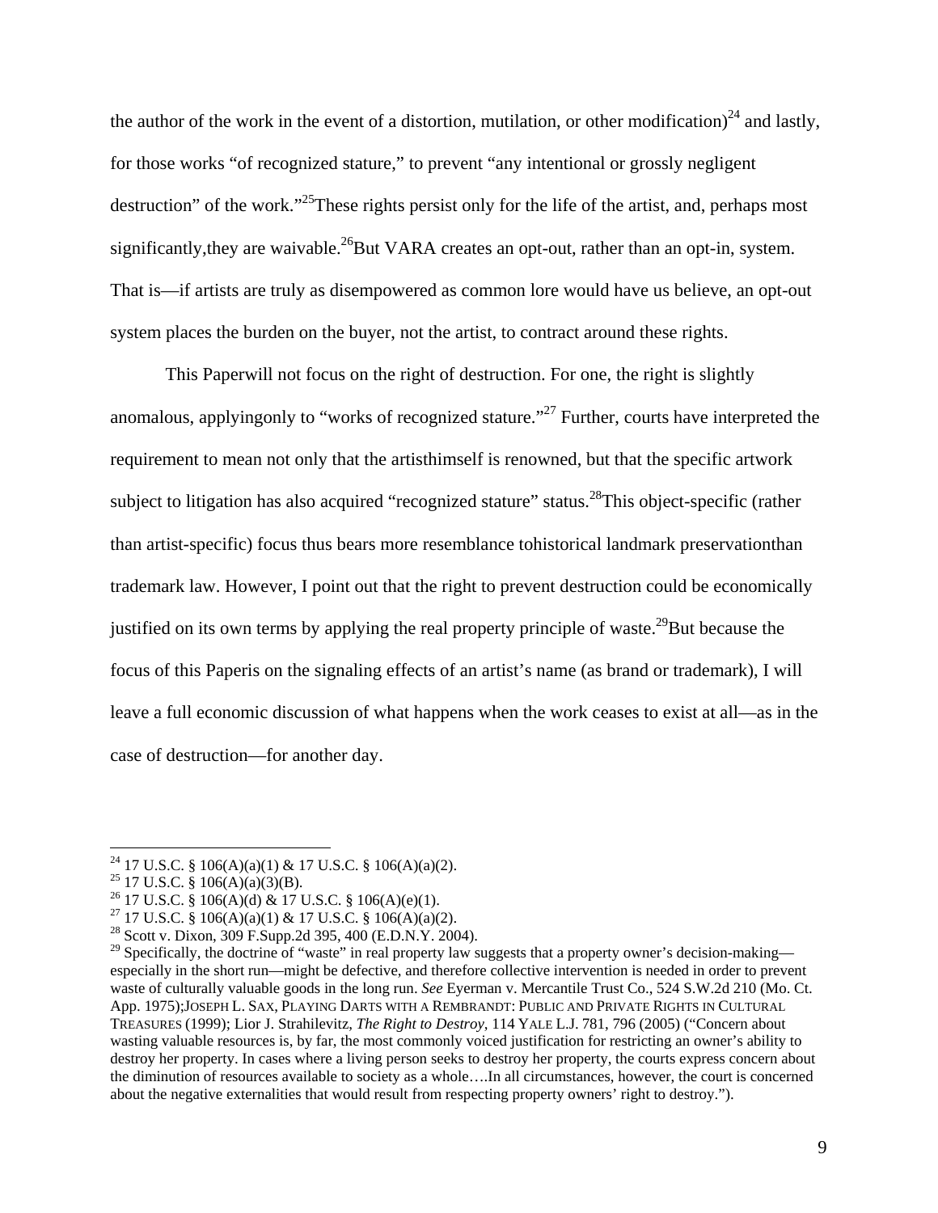the author of the work in the event of a distortion, mutilation, or other modification)[24] and lastly, for those works "of recognized stature," to prevent "any intentional or grossly negligent destruction" of the work."[25]These rights persist only for the life of the artist, and, perhaps most significantly,they are waivable.[26]But VARA creates an opt-out, rather than an opt-in, system. That is—if artists are truly as disempowered as common lore would have us believe, an opt-out system places the burden on the buyer, not the artist, to contract around these rights.

This Paperwill not focus on the right of destruction. For one, the right is slightly anomalous, applyingonly to "works of recognized stature."[27] Further, courts have interpreted the requirement to mean not only that the artisthimself is renowned, but that the specific artwork subject to litigation has also acquired "recognized stature" status.[28]This object-specific (rather than artist-specific) focus thus bears more resemblance tohistorical landmark preservationthan trademark law. However, I point out that the right to prevent destruction could be economically justified on its own terms by applying the real property principle of waste.[29]But because the focus of this Paperis on the signaling effects of an artist's name (as brand or trademark), I will leave a full economic discussion of what happens when the work ceases to exist at all—as in the case of destruction—for another day.

---

[24] 17 U.S.C. § 106(A)(a)(1) & 17 U.S.C. § 106(A)(a)(2).

[25] 17 U.S.C. § 106(A)(a)(3)(B).

[26] 17 U.S.C. § 106(A)(d) & 17 U.S.C. § 106(A)(e)(1).

[27] 17 U.S.C. § 106(A)(a)(1) & 17 U.S.C. § 106(A)(a)(2).

[28] Scott v. Dixon, 309 F.Supp.2d 395, 400 (E.D.N.Y. 2004).

[29] Specifically, the doctrine of "waste" in real property law suggests that a property owner's decision-making—especially in the short run—might be defective, and therefore collective intervention is needed in order to prevent waste of culturally valuable goods in the long run. *See* Eyerman v. Mercantile Trust Co., 524 S.W.2d 210 (Mo. Ct. App. 1975);JOSEPH L. SAX, PLAYING DARTS WITH A REMBRANDT: PUBLIC AND PRIVATE RIGHTS IN CULTURAL TREASURES (1999); Lior J. Strahilevitz, *The Right to Destroy*, 114 YALE L.J. 781, 796 (2005) ("Concern about wasting valuable resources is, by far, the most commonly voiced justification for restricting an owner's ability to destroy her property. In cases where a living person seeks to destroy her property, the courts express concern about the diminution of resources available to society as a whole….In all circumstances, however, the court is concerned about the negative externalities that would result from respecting property owners' right to destroy.").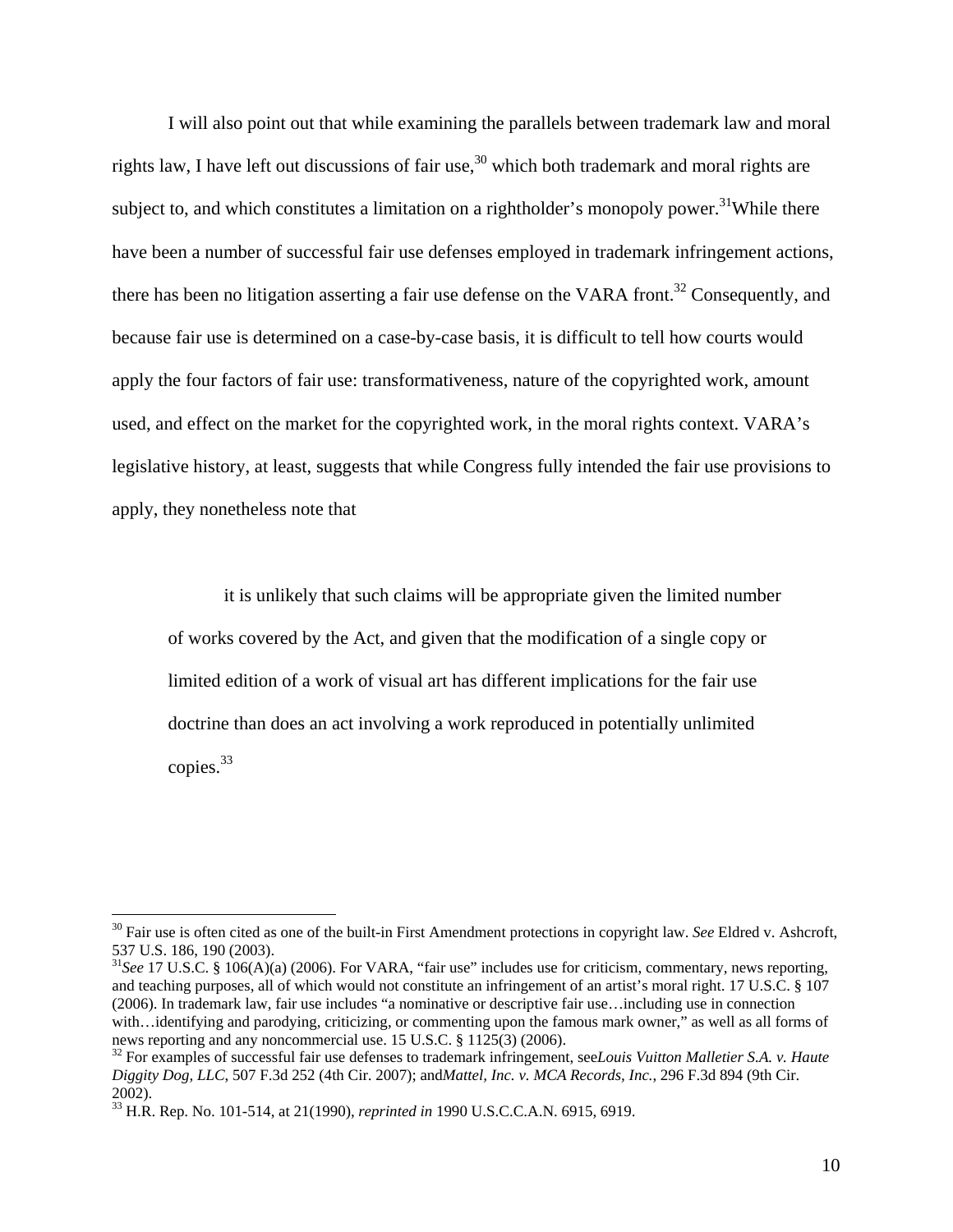I will also point out that while examining the parallels between trademark law and moral rights law, I have left out discussions of fair use,[30] which both trademark and moral rights are subject to, and which constitutes a limitation on a rightholder's monopoly power.[31]While there have been a number of successful fair use defenses employed in trademark infringement actions, there has been no litigation asserting a fair use defense on the VARA front.[32] Consequently, and because fair use is determined on a case-by-case basis, it is difficult to tell how courts would apply the four factors of fair use: transformativeness, nature of the copyrighted work, amount used, and effect on the market for the copyrighted work, in the moral rights context. VARA's legislative history, at least, suggests that while Congress fully intended the fair use provisions to apply, they nonetheless note that

> it is unlikely that such claims will be appropriate given the limited number of works covered by the Act, and given that the modification of a single copy or limited edition of a work of visual art has different implications for the fair use doctrine than does an act involving a work reproduced in potentially unlimited copies.[33]

---

[30] Fair use is often cited as one of the built-in First Amendment protections in copyright law. *See* Eldred v. Ashcroft, 537 U.S. 186, 190 (2003).

[31] *See* 17 U.S.C. § 106(A)(a) (2006). For VARA, "fair use" includes use for criticism, commentary, news reporting, and teaching purposes, all of which would not constitute an infringement of an artist's moral right. 17 U.S.C. § 107 (2006). In trademark law, fair use includes "a nominative or descriptive fair use…including use in connection with…identifying and parodying, criticizing, or commenting upon the famous mark owner," as well as all forms of news reporting and any noncommercial use. 15 U.S.C. § 1125(3) (2006).

[32] For examples of successful fair use defenses to trademark infringement, see*Louis Vuitton Malletier S.A. v. Haute Diggity Dog, LLC*, 507 F.3d 252 (4th Cir. 2007); and*Mattel, Inc. v. MCA Records, Inc.*, 296 F.3d 894 (9th Cir. 2002).

[33] H.R. Rep. No. 101-514, at 21(1990), *reprinted in* 1990 U.S.C.C.A.N. 6915, 6919.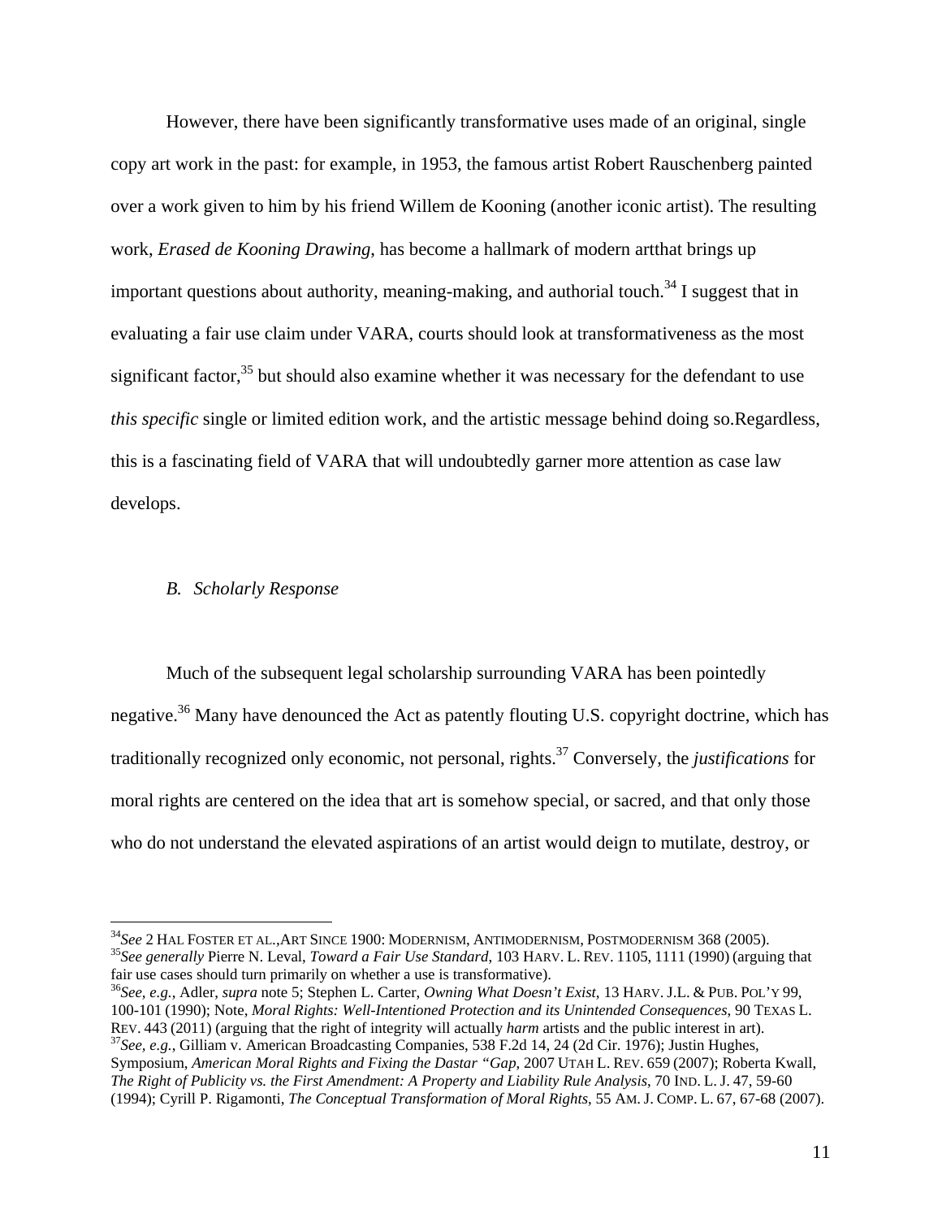However, there have been significantly transformative uses made of an original, single copy art work in the past: for example, in 1953, the famous artist Robert Rauschenberg painted over a work given to him by his friend Willem de Kooning (another iconic artist). The resulting work, *Erased de Kooning Drawing*, has become a hallmark of modern artthat brings up important questions about authority, meaning-making, and authorial touch.[34] I suggest that in evaluating a fair use claim under VARA, courts should look at transformativeness as the most significant factor,[35] but should also examine whether it was necessary for the defendant to use *this specific* single or limited edition work, and the artistic message behind doing so.Regardless, this is a fascinating field of VARA that will undoubtedly garner more attention as case law develops.

### *B. Scholarly Response*

Much of the subsequent legal scholarship surrounding VARA has been pointedly negative.[36] Many have denounced the Act as patently flouting U.S. copyright doctrine, which has traditionally recognized only economic, not personal, rights.[37] Conversely, the *justifications* for moral rights are centered on the idea that art is somehow special, or sacred, and that only those who do not understand the elevated aspirations of an artist would deign to mutilate, destroy, or

---

[34] *See* 2 HAL FOSTER ET AL.,ART SINCE 1900: MODERNISM, ANTIMODERNISM, POSTMODERNISM 368 (2005).

[35] *See generally* Pierre N. Leval, *Toward a Fair Use Standard,* 103 HARV. L. REV. 1105, 1111 (1990) (arguing that fair use cases should turn primarily on whether a use is transformative).

[36] *See, e.g.*, Adler, *supra* note 5; Stephen L. Carter, *Owning What Doesn't Exist*, 13 HARV. J.L. & PUB. POL'Y 99, 100-101 (1990); Note, *Moral Rights: Well-Intentioned Protection and its Unintended Consequences,* 90 TEXAS L. REV. 443 (2011) (arguing that the right of integrity will actually *harm* artists and the public interest in art).

[37] *See, e.g.*, Gilliam v. American Broadcasting Companies, 538 F.2d 14, 24 (2d Cir. 1976); Justin Hughes, Symposium, *American Moral Rights and Fixing the Dastar "Gap,* 2007 UTAH L. REV. 659 (2007); Roberta Kwall, *The Right of Publicity vs. the First Amendment: A Property and Liability Rule Analysis,* 70 IND. L. J. 47, 59-60 (1994); Cyrill P. Rigamonti, *The Conceptual Transformation of Moral Rights*, 55 AM. J. COMP. L. 67, 67-68 (2007).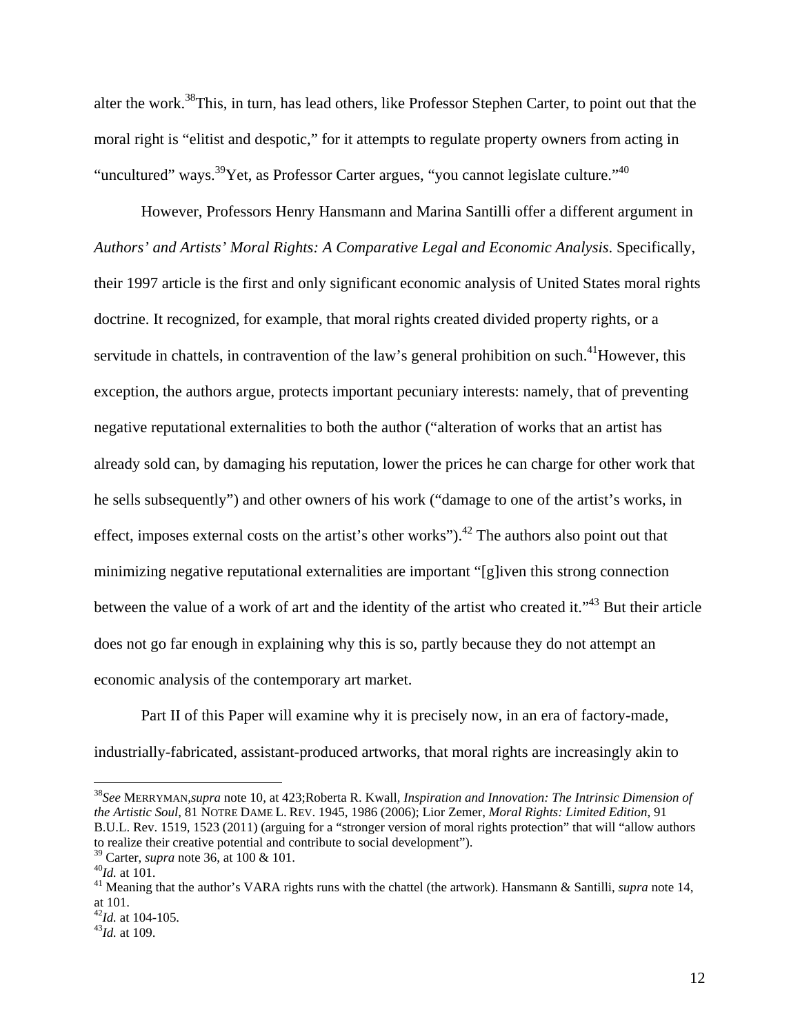alter the work.[38] This, in turn, has lead others, like Professor Stephen Carter, to point out that the moral right is "elitist and despotic," for it attempts to regulate property owners from acting in "uncultured" ways.[39] Yet, as Professor Carter argues, "you cannot legislate culture."[40]

However, Professors Henry Hansmann and Marina Santilli offer a different argument in *Authors' and Artists' Moral Rights: A Comparative Legal and Economic Analysis*. Specifically, their 1997 article is the first and only significant economic analysis of United States moral rights doctrine. It recognized, for example, that moral rights created divided property rights, or a servitude in chattels, in contravention of the law's general prohibition on such.[41] However, this exception, the authors argue, protects important pecuniary interests: namely, that of preventing negative reputational externalities to both the author ("alteration of works that an artist has already sold can, by damaging his reputation, lower the prices he can charge for other work that he sells subsequently") and other owners of his work ("damage to one of the artist's works, in effect, imposes external costs on the artist's other works").[42] The authors also point out that minimizing negative reputational externalities are important "[g]iven this strong connection between the value of a work of art and the identity of the artist who created it."[43] But their article does not go far enough in explaining why this is so, partly because they do not attempt an economic analysis of the contemporary art market.

Part II of this Paper will examine why it is precisely now, in an era of factory-made, industrially-fabricated, assistant-produced artworks, that moral rights are increasingly akin to

---

[38] *See* MERRYMAN, *supra* note 10, at 423; Roberta R. Kwall, *Inspiration and Innovation: The Intrinsic Dimension of the Artistic Soul*, 81 NOTRE DAME L. REV. 1945, 1986 (2006); Lior Zemer, *Moral Rights: Limited Edition*, 91 B.U.L. Rev. 1519, 1523 (2011) (arguing for a "stronger version of moral rights protection" that will "allow authors to realize their creative potential and contribute to social development").

[39] Carter, *supra* note 36, at 100 & 101.

[40] *Id.* at 101.

[41] Meaning that the author's VARA rights runs with the chattel (the artwork). Hansmann & Santilli, *supra* note 14, at 101.

[42] *Id.* at 104-105.

[43] *Id.* at 109.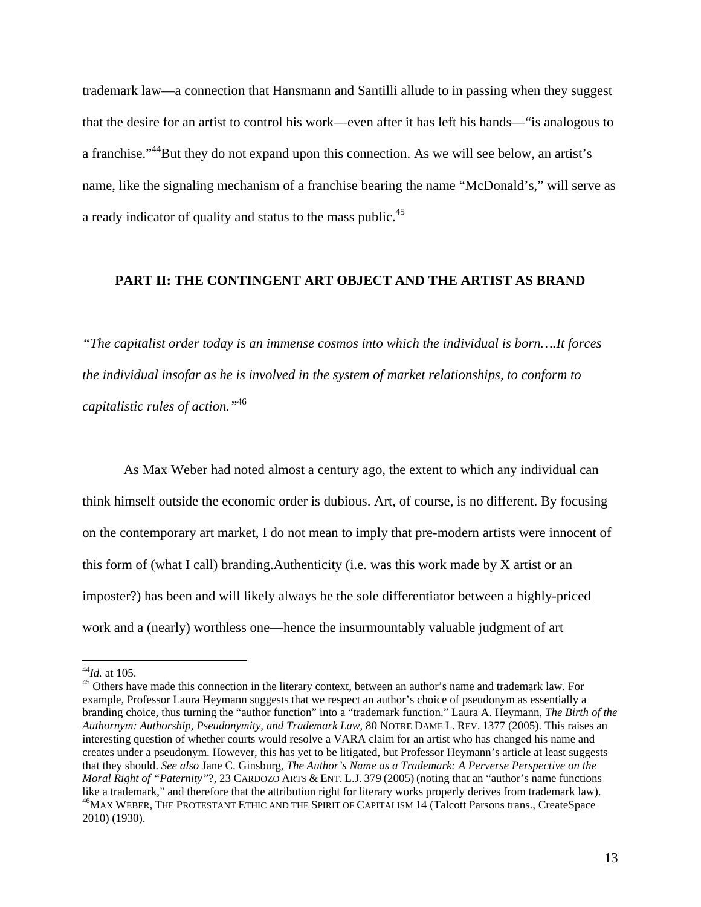trademark law—a connection that Hansmann and Santilli allude to in passing when they suggest that the desire for an artist to control his work—even after it has left his hands—"is analogous to a franchise."[44]But they do not expand upon this connection. As we will see below, an artist's name, like the signaling mechanism of a franchise bearing the name "McDonald's," will serve as a ready indicator of quality and status to the mass public.[45]

## PART II: THE CONTINGENT ART OBJECT AND THE ARTIST AS BRAND

*"The capitalist order today is an immense cosmos into which the individual is born….It forces the individual insofar as he is involved in the system of market relationships, to conform to capitalistic rules of action."*[46]

As Max Weber had noted almost a century ago, the extent to which any individual can think himself outside the economic order is dubious. Art, of course, is no different. By focusing on the contemporary art market, I do not mean to imply that pre-modern artists were innocent of this form of (what I call) branding.Authenticity (i.e. was this work made by X artist or an imposter?) has been and will likely always be the sole differentiator between a highly-priced work and a (nearly) worthless one—hence the insurmountably valuable judgment of art

---

[44]*Id.* at 105.

[45] Others have made this connection in the literary context, between an author's name and trademark law. For example, Professor Laura Heymann suggests that we respect an author's choice of pseudonym as essentially a branding choice, thus turning the "author function" into a "trademark function." Laura A. Heymann, *The Birth of the Authornym: Authorship, Pseudonymity, and Trademark Law*, 80 NOTRE DAME L. REV. 1377 (2005). This raises an interesting question of whether courts would resolve a VARA claim for an artist who has changed his name and creates under a pseudonym. However, this has yet to be litigated, but Professor Heymann's article at least suggests that they should. *See also* Jane C. Ginsburg, *The Author's Name as a Trademark: A Perverse Perspective on the Moral Right of "Paternity"*?, 23 CARDOZO ARTS & ENT. L.J. 379 (2005) (noting that an "author's name functions like a trademark," and therefore that the attribution right for literary works properly derives from trademark law).

[46]MAX WEBER, THE PROTESTANT ETHIC AND THE SPIRIT OF CAPITALISM 14 (Talcott Parsons trans., CreateSpace 2010) (1930).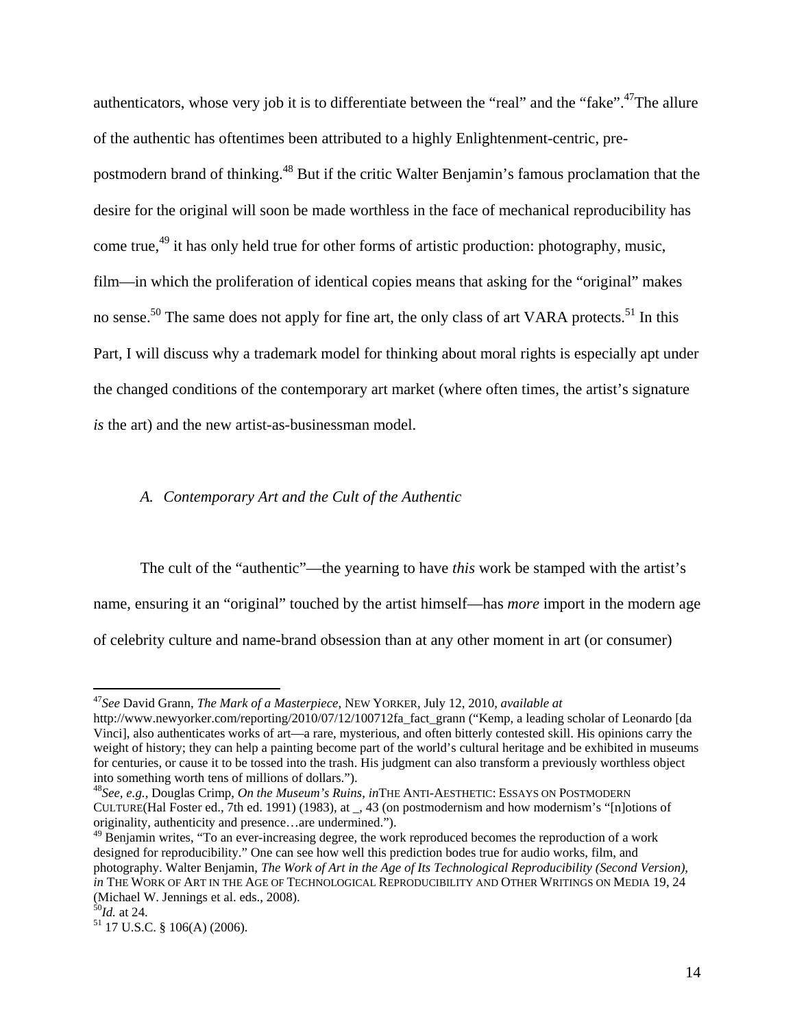authenticators, whose very job it is to differentiate between the "real" and the "fake".[47]The allure of the authentic has oftentimes been attributed to a highly Enlightenment-centric, pre-postmodern brand of thinking.[48] But if the critic Walter Benjamin's famous proclamation that the desire for the original will soon be made worthless in the face of mechanical reproducibility has come true,[49] it has only held true for other forms of artistic production: photography, music, film—in which the proliferation of identical copies means that asking for the "original" makes no sense.[50] The same does not apply for fine art, the only class of art VARA protects.[51] In this Part, I will discuss why a trademark model for thinking about moral rights is especially apt under the changed conditions of the contemporary art market (where often times, the artist's signature *is* the art) and the new artist-as-businessman model.

### *A. Contemporary Art and the Cult of the Authentic*

The cult of the "authentic"—the yearning to have *this* work be stamped with the artist's name, ensuring it an "original" touched by the artist himself—has *more* import in the modern age of celebrity culture and name-brand obsession than at any other moment in art (or consumer)

---

[47]*See* David Grann, *The Mark of a Masterpiece*, NEW YORKER, July 12, 2010, *available at* http://www.newyorker.com/reporting/2010/07/12/100712fa_fact_grann ("Kemp, a leading scholar of Leonardo [da Vinci], also authenticates works of art—a rare, mysterious, and often bitterly contested skill. His opinions carry the weight of history; they can help a painting become part of the world's cultural heritage and be exhibited in museums for centuries, or cause it to be tossed into the trash. His judgment can also transform a previously worthless object into something worth tens of millions of dollars.").

[48]*See, e.g.*, Douglas Crimp, *On the Museum's Ruins*, *in*THE ANTI-AESTHETIC: ESSAYS ON POSTMODERN CULTURE(Hal Foster ed., 7th ed. 1991) (1983), at _, 43 (on postmodernism and how modernism's "[n]otions of originality, authenticity and presence…are undermined.").

[49] Benjamin writes, "To an ever-increasing degree, the work reproduced becomes the reproduction of a work designed for reproducibility." One can see how well this prediction bodes true for audio works, film, and photography. Walter Benjamin, *The Work of Art in the Age of Its Technological Reproducibility (Second Version)*, *in* THE WORK OF ART IN THE AGE OF TECHNOLOGICAL REPRODUCIBILITY AND OTHER WRITINGS ON MEDIA 19, 24 (Michael W. Jennings et al. eds., 2008).

[50]*Id.* at 24.

[51] 17 U.S.C. § 106(A) (2006).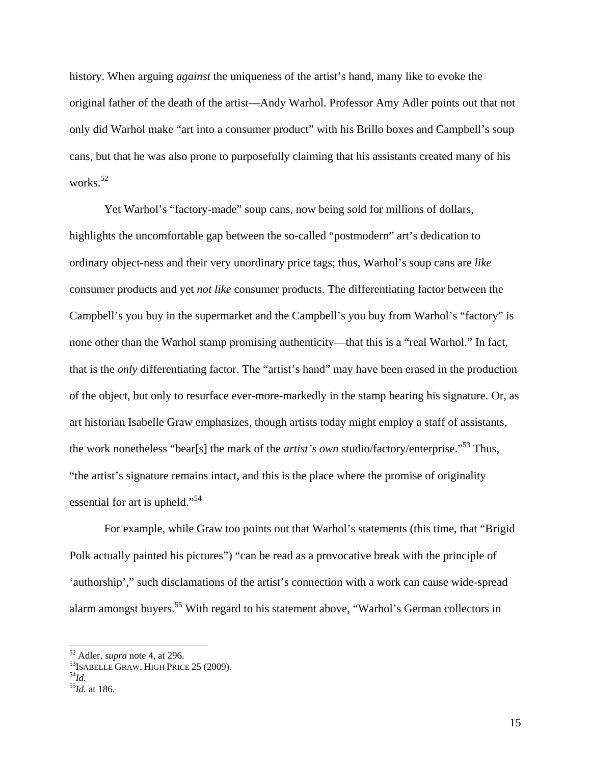history. When arguing *against* the uniqueness of the artist's hand, many like to evoke the original father of the death of the artist—Andy Warhol. Professor Amy Adler points out that not only did Warhol make "art into a consumer product" with his Brillo boxes and Campbell's soup cans, but that he was also prone to purposefully claiming that his assistants created many of his works.[52]

Yet Warhol's "factory-made" soup cans, now being sold for millions of dollars, highlights the uncomfortable gap between the so-called "postmodern" art's dedication to ordinary object-ness and their very unordinary price tags; thus, Warhol's soup cans are *like* consumer products and yet *not like* consumer products. The differentiating factor between the Campbell's you buy in the supermarket and the Campbell's you buy from Warhol's "factory" is none other than the Warhol stamp promising authenticity—that this is a "real Warhol." In fact, that is the *only* differentiating factor. The "artist's hand" may have been erased in the production of the object, but only to resurface ever-more-markedly in the stamp bearing his signature. Or, as art historian Isabelle Graw emphasizes, though artists today might employ a staff of assistants, the work nonetheless "bear[s] the mark of the *artist's own* studio/factory/enterprise."[53] Thus, "the artist's signature remains intact, and this is the place where the promise of originality essential for art is upheld."[54]

For example, while Graw too points out that Warhol's statements (this time, that "Brigid Polk actually painted his pictures") "can be read as a provocative break with the principle of 'authorship'," such disclamations of the artist's connection with a work can cause wide-spread alarm amongst buyers.[55] With regard to his statement above, "Warhol's German collectors in

---

[52] Adler, *supra* note 4, at 296.

[53] ISABELLE GRAW, HIGH PRICE 25 (2009).

[54] *Id.*

[55] *Id.* at 186.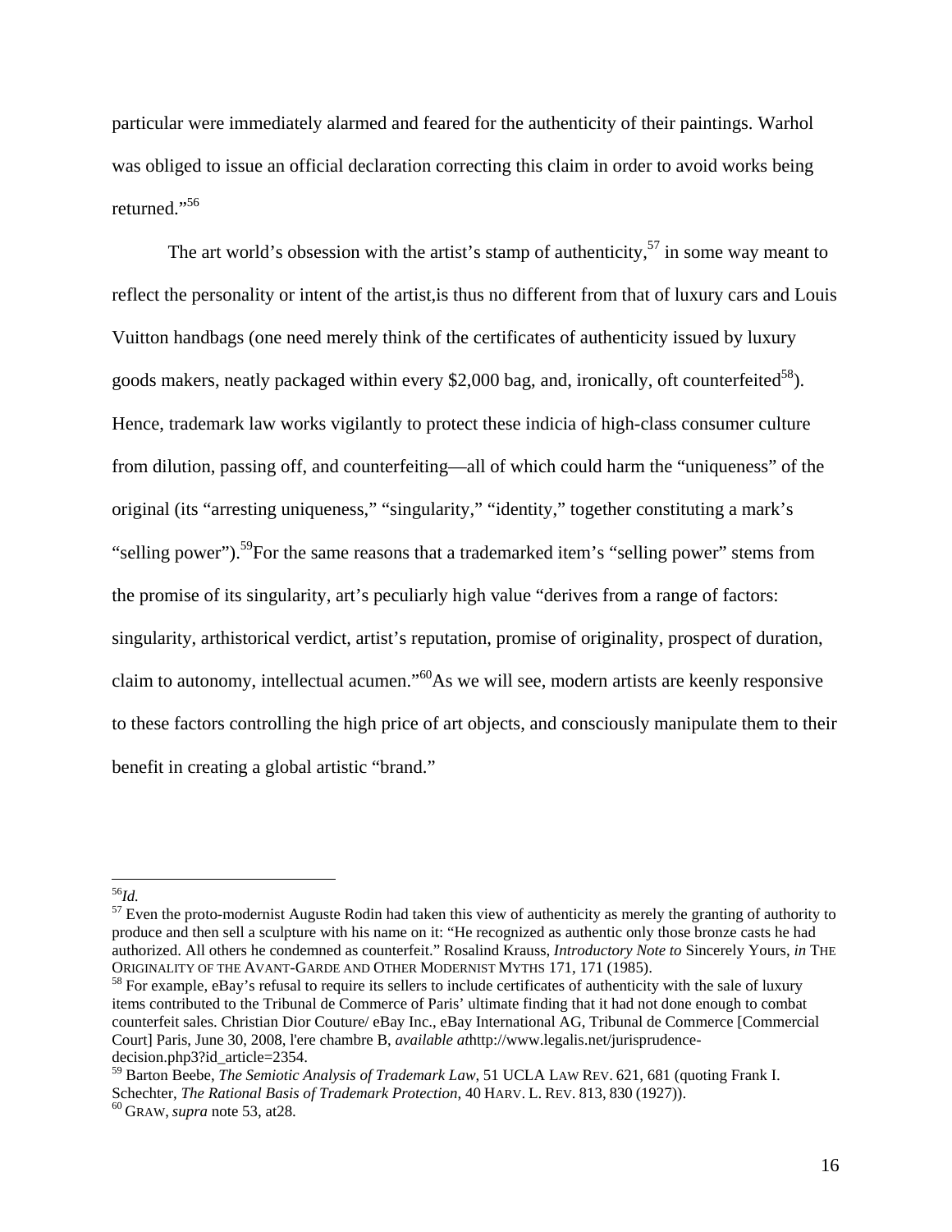particular were immediately alarmed and feared for the authenticity of their paintings. Warhol was obliged to issue an official declaration correcting this claim in order to avoid works being returned."[56]

The art world's obsession with the artist's stamp of authenticity,[57] in some way meant to reflect the personality or intent of the artist,is thus no different from that of luxury cars and Louis Vuitton handbags (one need merely think of the certificates of authenticity issued by luxury goods makers, neatly packaged within every $2,000 bag, and, ironically, oft counterfeited[58]). Hence, trademark law works vigilantly to protect these indicia of high-class consumer culture from dilution, passing off, and counterfeiting—all of which could harm the "uniqueness" of the original (its "arresting uniqueness," "singularity," "identity," together constituting a mark's "selling power").[59]For the same reasons that a trademarked item's "selling power" stems from the promise of its singularity, art's peculiarly high value "derives from a range of factors: singularity, arthistorical verdict, artist's reputation, promise of originality, prospect of duration, claim to autonomy, intellectual acumen."[60]As we will see, modern artists are keenly responsive to these factors controlling the high price of art objects, and consciously manipulate them to their benefit in creating a global artistic "brand."

---

[56]*Id.*

[57] Even the proto-modernist Auguste Rodin had taken this view of authenticity as merely the granting of authority to produce and then sell a sculpture with his name on it: "He recognized as authentic only those bronze casts he had authorized. All others he condemned as counterfeit." Rosalind Krauss, *Introductory Note to* Sincerely Yours, *in* THE ORIGINALITY OF THE AVANT-GARDE AND OTHER MODERNIST MYTHS 171, 171 (1985).

[58] For example, eBay's refusal to require its sellers to include certificates of authenticity with the sale of luxury items contributed to the Tribunal de Commerce of Paris' ultimate finding that it had not done enough to combat counterfeit sales. Christian Dior Couture/ eBay Inc., eBay International AG, Tribunal de Commerce [Commercial Court] Paris, June 30, 2008, l'ere chambre B, *available at*http://www.legalis.net/jurisprudence-decision.php3?id_article=2354.

[59] Barton Beebe, *The Semiotic Analysis of Trademark Law,* 51 UCLA LAW REV. 621, 681 (quoting Frank I. Schechter, *The Rational Basis of Trademark Protection*, 40 HARV. L. REV. 813, 830 (1927)).

[60] GRAW, *supra* note 53, at28.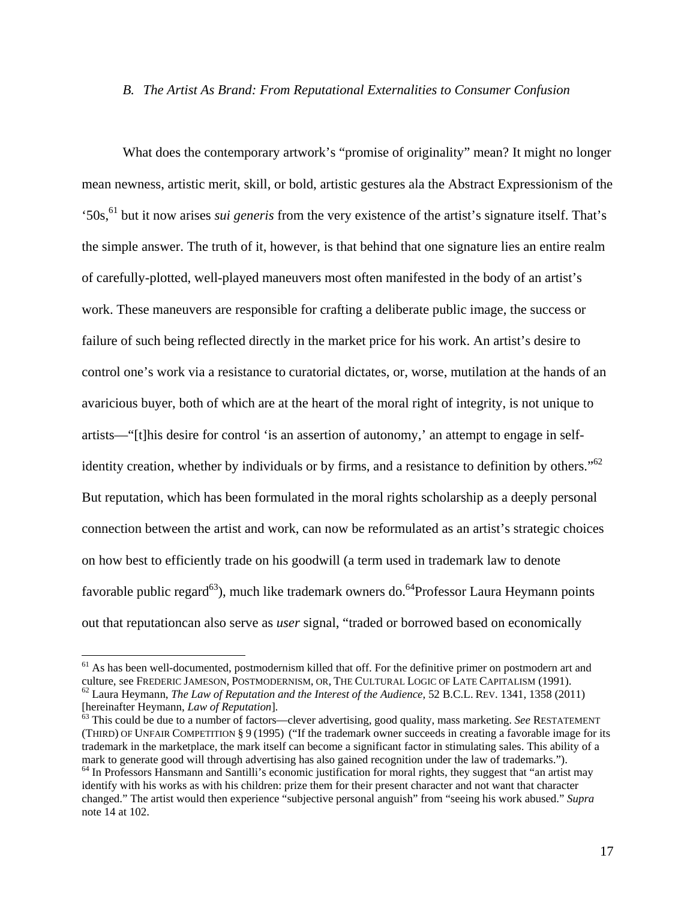### *B. The Artist As Brand: From Reputational Externalities to Consumer Confusion*

What does the contemporary artwork's "promise of originality" mean? It might no longer mean newness, artistic merit, skill, or bold, artistic gestures ala the Abstract Expressionism of the '50s,[61] but it now arises *sui generis* from the very existence of the artist's signature itself. That's the simple answer. The truth of it, however, is that behind that one signature lies an entire realm of carefully-plotted, well-played maneuvers most often manifested in the body of an artist's work. These maneuvers are responsible for crafting a deliberate public image, the success or failure of such being reflected directly in the market price for his work. An artist's desire to control one's work via a resistance to curatorial dictates, or, worse, mutilation at the hands of an avaricious buyer, both of which are at the heart of the moral right of integrity, is not unique to artists—"[t]his desire for control 'is an assertion of autonomy,' an attempt to engage in self-identity creation, whether by individuals or by firms, and a resistance to definition by others."[62] But reputation, which has been formulated in the moral rights scholarship as a deeply personal connection between the artist and work, can now be reformulated as an artist's strategic choices on how best to efficiently trade on his goodwill (a term used in trademark law to denote favorable public regard[63]), much like trademark owners do.[64]Professor Laura Heymann points out that reputationcan also serve as *user* signal, "traded or borrowed based on economically

---

[61] As has been well-documented, postmodernism killed that off. For the definitive primer on postmodern art and culture, see FREDERIC JAMESON, POSTMODERNISM, OR, THE CULTURAL LOGIC OF LATE CAPITALISM (1991).

[62] Laura Heymann, *The Law of Reputation and the Interest of the Audience*, 52 B.C.L. REV. 1341, 1358 (2011) [hereinafter Heymann, *Law of Reputation*].

[63] This could be due to a number of factors—clever advertising, good quality, mass marketing. *See* RESTATEMENT (THIRD) OF UNFAIR COMPETITION § 9 (1995) ("If the trademark owner succeeds in creating a favorable image for its trademark in the marketplace, the mark itself can become a significant factor in stimulating sales. This ability of a mark to generate good will through advertising has also gained recognition under the law of trademarks.").

[64] In Professors Hansmann and Santilli's economic justification for moral rights, they suggest that "an artist may identify with his works as with his children: prize them for their present character and not want that character changed." The artist would then experience "subjective personal anguish" from "seeing his work abused." *Supra* note 14 at 102.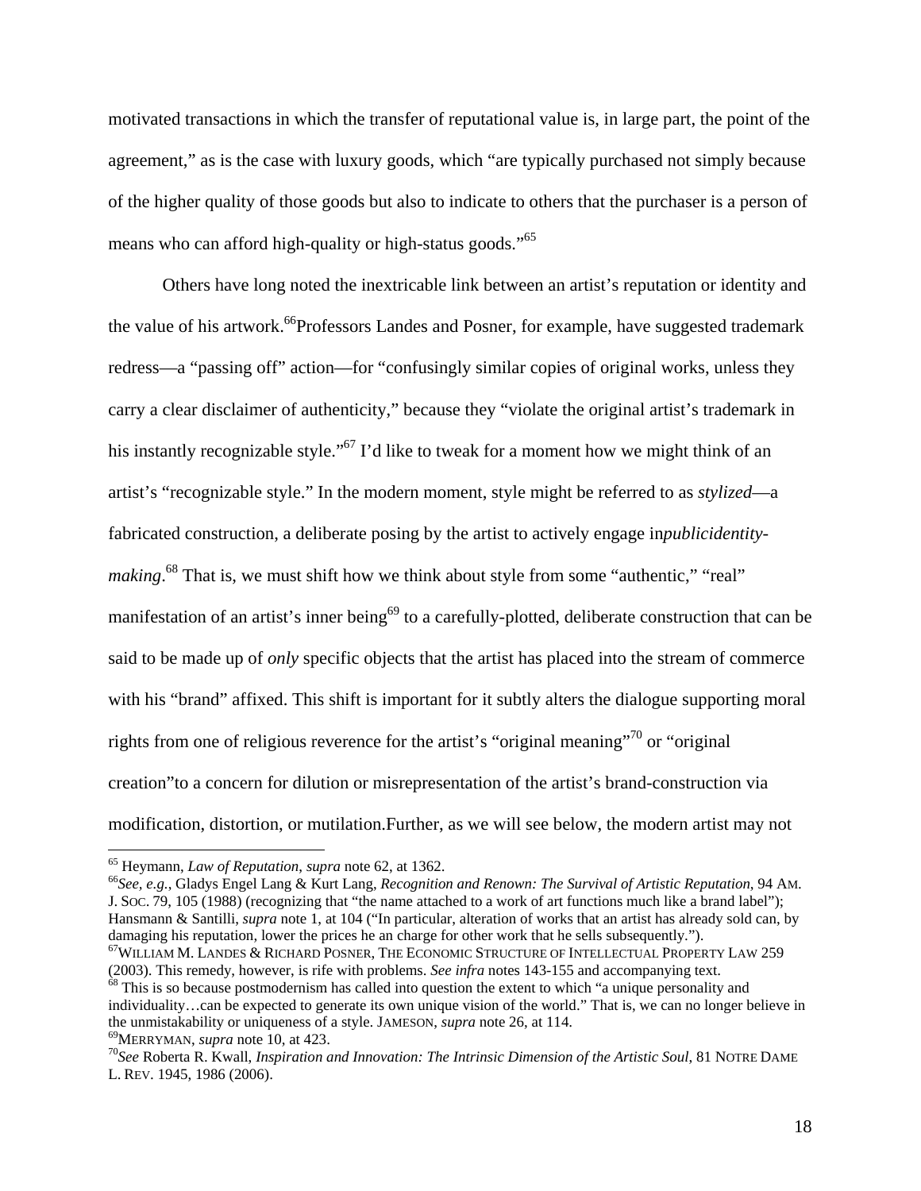motivated transactions in which the transfer of reputational value is, in large part, the point of the agreement," as is the case with luxury goods, which "are typically purchased not simply because of the higher quality of those goods but also to indicate to others that the purchaser is a person of means who can afford high-quality or high-status goods."[65]

Others have long noted the inextricable link between an artist's reputation or identity and the value of his artwork.[66] Professors Landes and Posner, for example, have suggested trademark redress—a "passing off" action—for "confusingly similar copies of original works, unless they carry a clear disclaimer of authenticity," because they "violate the original artist's trademark in his instantly recognizable style."[67] I'd like to tweak for a moment how we might think of an artist's "recognizable style." In the modern moment, style might be referred to as *stylized*—a fabricated construction, a deliberate posing by the artist to actively engage in *public identity-making*.[68] That is, we must shift how we think about style from some "authentic," "real" manifestation of an artist's inner being[69] to a carefully-plotted, deliberate construction that can be said to be made up of *only* specific objects that the artist has placed into the stream of commerce with his "brand" affixed. This shift is important for it subtly alters the dialogue supporting moral rights from one of religious reverence for the artist's "original meaning"[70] or "original creation" to a concern for dilution or misrepresentation of the artist's brand-construction via modification, distortion, or mutilation. Further, as we will see below, the modern artist may not

---

[65] Heymann, *Law of Reputation*, *supra* note 62, at 1362.

[66] *See, e.g.*, Gladys Engel Lang & Kurt Lang, *Recognition and Renown: The Survival of Artistic Reputation*, 94 AM. J. SOC. 79, 105 (1988) (recognizing that "the name attached to a work of art functions much like a brand label"); Hansmann & Santilli, *supra* note 1, at 104 ("In particular, alteration of works that an artist has already sold can, by damaging his reputation, lower the prices he an charge for other work that he sells subsequently.").

[67] WILLIAM M. LANDES & RICHARD POSNER, THE ECONOMIC STRUCTURE OF INTELLECTUAL PROPERTY LAW 259 (2003). This remedy, however, is rife with problems. *See infra* notes 143-155 and accompanying text.

[68] This is so because postmodernism has called into question the extent to which "a unique personality and individuality…can be expected to generate its own unique vision of the world." That is, we can no longer believe in the unmistakability or uniqueness of a style. JAMESON, *supra* note 26, at 114.

[69] MERRYMAN, *supra* note 10, at 423.

[70] *See* Roberta R. Kwall, *Inspiration and Innovation: The Intrinsic Dimension of the Artistic Soul*, 81 NOTRE DAME L. REV. 1945, 1986 (2006).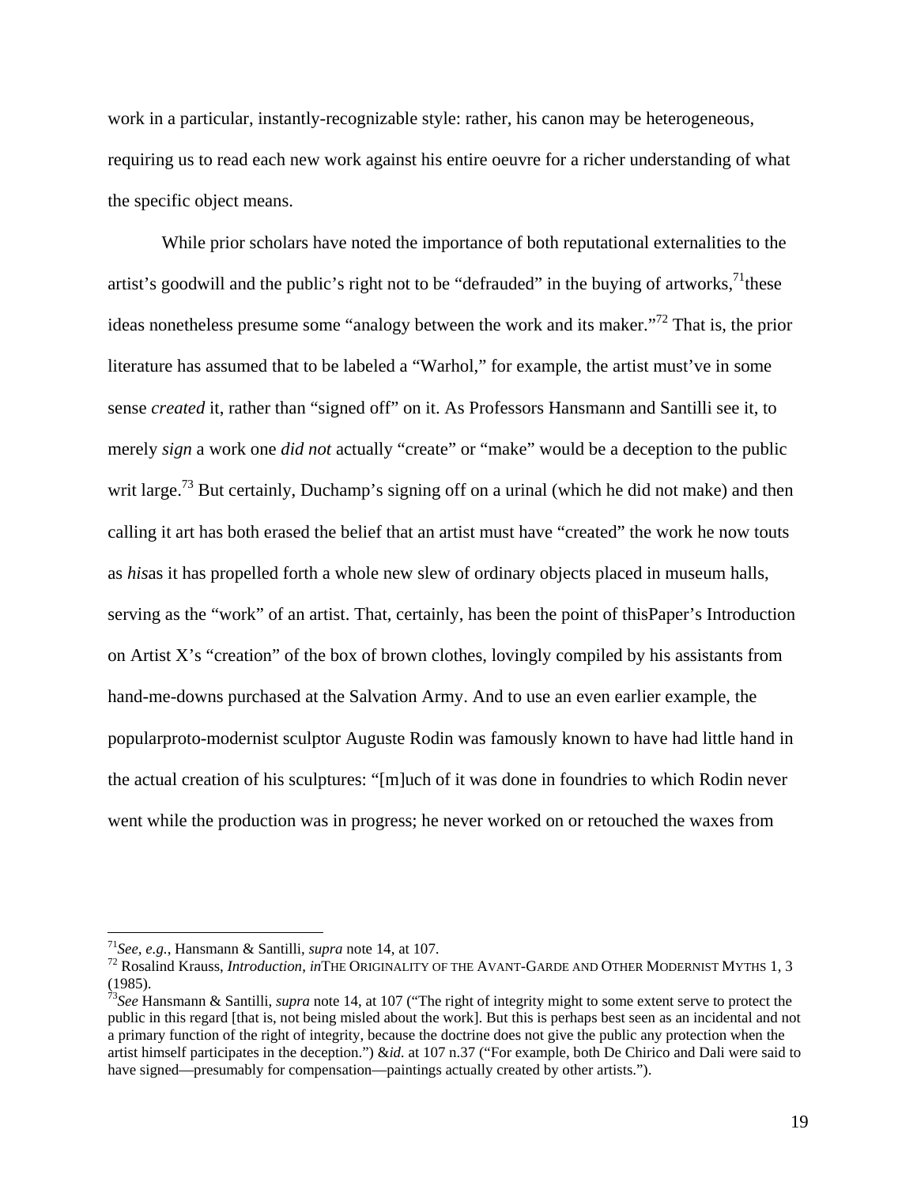work in a particular, instantly-recognizable style: rather, his canon may be heterogeneous, requiring us to read each new work against his entire oeuvre for a richer understanding of what the specific object means.

While prior scholars have noted the importance of both reputational externalities to the artist's goodwill and the public's right not to be "defrauded" in the buying of artworks,[71] these ideas nonetheless presume some "analogy between the work and its maker."[72] That is, the prior literature has assumed that to be labeled a "Warhol," for example, the artist must've in some sense *created* it, rather than "signed off" on it. As Professors Hansmann and Santilli see it, to merely *sign* a work one *did not* actually "create" or "make" would be a deception to the public writ large.[73] But certainly, Duchamp's signing off on a urinal (which he did not make) and then calling it art has both erased the belief that an artist must have "created" the work he now touts as *his* as it has propelled forth a whole new slew of ordinary objects placed in museum halls, serving as the "work" of an artist. That, certainly, has been the point of this Paper's Introduction on Artist X's "creation" of the box of brown clothes, lovingly compiled by his assistants from hand-me-downs purchased at the Salvation Army. And to use an even earlier example, the popular proto-modernist sculptor Auguste Rodin was famously known to have had little hand in the actual creation of his sculptures: "[m]uch of it was done in foundries to which Rodin never went while the production was in progress; he never worked on or retouched the waxes from

---

[71] *See, e.g.,* Hansmann & Santilli, *supra* note 14, at 107.

[72] Rosalind Krauss, *Introduction*, *in* THE ORIGINALITY OF THE AVANT-GARDE AND OTHER MODERNIST MYTHS 1, 3 (1985).

[73] *See* Hansmann & Santilli, *supra* note 14, at 107 ("The right of integrity might to some extent serve to protect the public in this regard [that is, not being misled about the work]. But this is perhaps best seen as an incidental and not a primary function of the right of integrity, because the doctrine does not give the public any protection when the artist himself participates in the deception.") & *id.* at 107 n.37 ("For example, both De Chirico and Dali were said to have signed—presumably for compensation—paintings actually created by other artists.").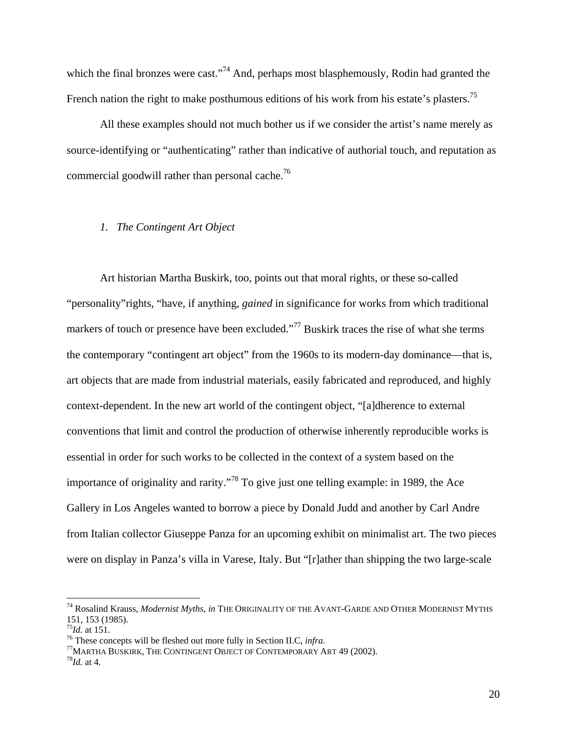which the final bronzes were cast."[74] And, perhaps most blasphemously, Rodin had granted the French nation the right to make posthumous editions of his work from his estate's plasters.[75]

All these examples should not much bother us if we consider the artist's name merely as source-identifying or "authenticating" rather than indicative of authorial touch, and reputation as commercial goodwill rather than personal cache.[76]

### *1. The Contingent Art Object*

Art historian Martha Buskirk, too, points out that moral rights, or these so-called "personality"rights, "have, if anything, *gained* in significance for works from which traditional markers of touch or presence have been excluded."[77] Buskirk traces the rise of what she terms the contemporary "contingent art object" from the 1960s to its modern-day dominance—that is, art objects that are made from industrial materials, easily fabricated and reproduced, and highly context-dependent. In the new art world of the contingent object, "[a]dherence to external conventions that limit and control the production of otherwise inherently reproducible works is essential in order for such works to be collected in the context of a system based on the importance of originality and rarity."[78] To give just one telling example: in 1989, the Ace Gallery in Los Angeles wanted to borrow a piece by Donald Judd and another by Carl Andre from Italian collector Giuseppe Panza for an upcoming exhibit on minimalist art. The two pieces were on display in Panza's villa in Varese, Italy. But "[r]ather than shipping the two large-scale

---

[74] Rosalind Krauss, *Modernist Myths*, *in* THE ORIGINALITY OF THE AVANT-GARDE AND OTHER MODERNIST MYTHS 151, 153 (1985).
[75] *Id.* at 151.
[76] These concepts will be fleshed out more fully in Section II.C, *infra.*
[77] MARTHA BUSKIRK, THE CONTINGENT OBJECT OF CONTEMPORARY ART 49 (2002).
[78] *Id.* at 4.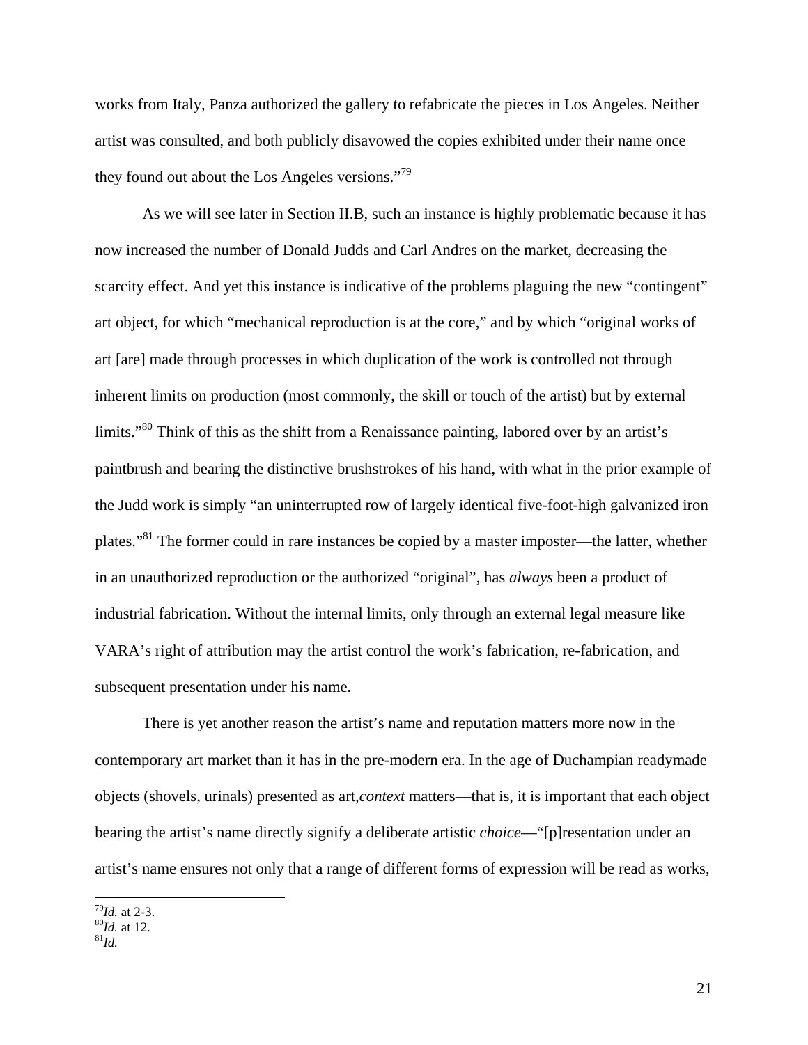works from Italy, Panza authorized the gallery to refabricate the pieces in Los Angeles. Neither artist was consulted, and both publicly disavowed the copies exhibited under their name once they found out about the Los Angeles versions."[79]

As we will see later in Section II.B, such an instance is highly problematic because it has now increased the number of Donald Judds and Carl Andres on the market, decreasing the scarcity effect. And yet this instance is indicative of the problems plaguing the new "contingent" art object, for which "mechanical reproduction is at the core," and by which "original works of art [are] made through processes in which duplication of the work is controlled not through inherent limits on production (most commonly, the skill or touch of the artist) but by external limits."[80] Think of this as the shift from a Renaissance painting, labored over by an artist's paintbrush and bearing the distinctive brushstrokes of his hand, with what in the prior example of the Judd work is simply "an uninterrupted row of largely identical five-foot-high galvanized iron plates."[81] The former could in rare instances be copied by a master imposter—the latter, whether in an unauthorized reproduction or the authorized "original", has *always* been a product of industrial fabrication. Without the internal limits, only through an external legal measure like VARA's right of attribution may the artist control the work's fabrication, re-fabrication, and subsequent presentation under his name.

There is yet another reason the artist's name and reputation matters more now in the contemporary art market than it has in the pre-modern era. In the age of Duchampian readymade objects (shovels, urinals) presented as art, *context* matters—that is, it is important that each object bearing the artist's name directly signify a deliberate artistic *choice*—"[p]resentation under an artist's name ensures not only that a range of different forms of expression will be read as works,

---

[79] *Id.* at 2-3.
[80] *Id.* at 12.
[81] *Id.*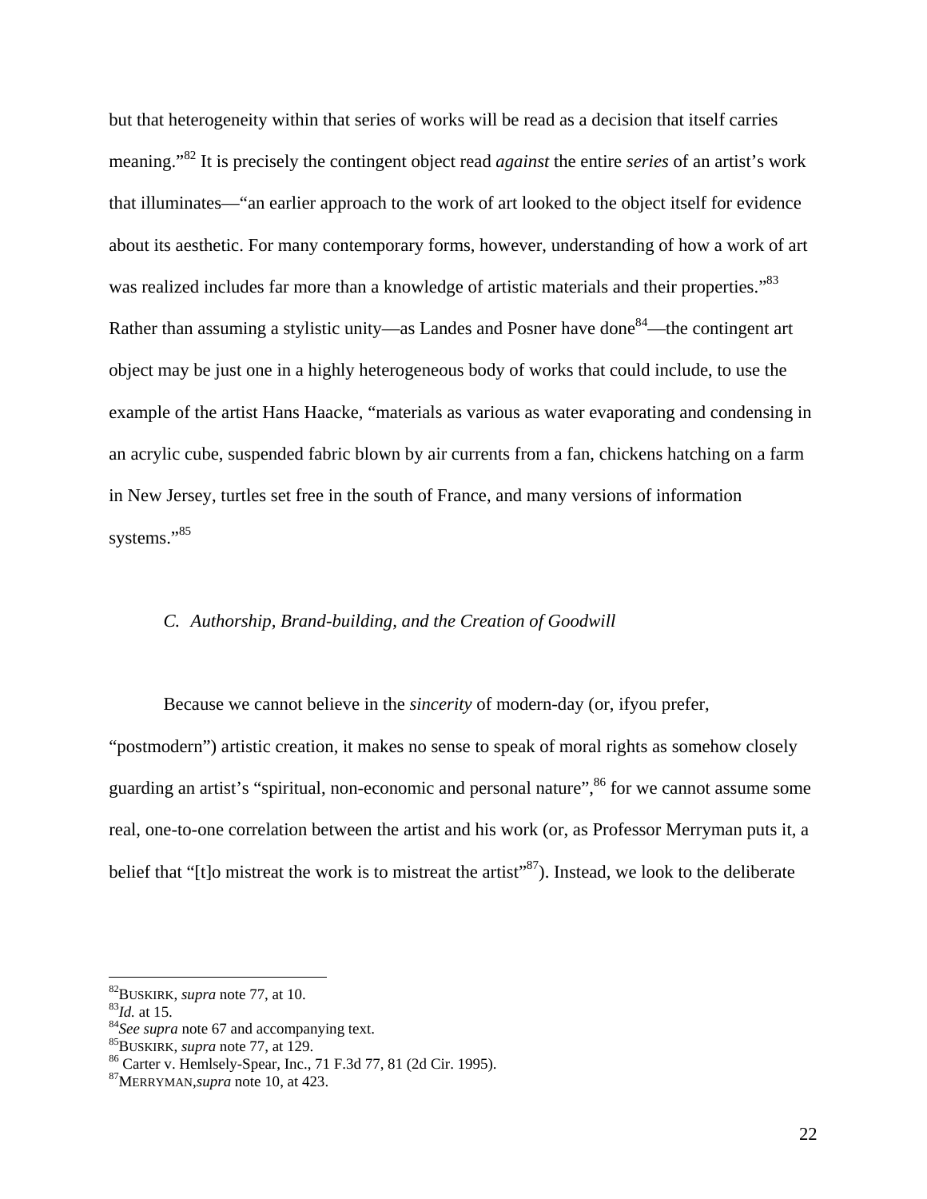but that heterogeneity within that series of works will be read as a decision that itself carries meaning."[82] It is precisely the contingent object read *against* the entire *series* of an artist's work that illuminates—"an earlier approach to the work of art looked to the object itself for evidence about its aesthetic. For many contemporary forms, however, understanding of how a work of art was realized includes far more than a knowledge of artistic materials and their properties."[83] Rather than assuming a stylistic unity—as Landes and Posner have done[84]—the contingent art object may be just one in a highly heterogeneous body of works that could include, to use the example of the artist Hans Haacke, "materials as various as water evaporating and condensing in an acrylic cube, suspended fabric blown by air currents from a fan, chickens hatching on a farm in New Jersey, turtles set free in the south of France, and many versions of information systems."[85]

### *C. Authorship, Brand-building, and the Creation of Goodwill*

Because we cannot believe in the *sincerity* of modern-day (or, ifyou prefer, "postmodern") artistic creation, it makes no sense to speak of moral rights as somehow closely guarding an artist's "spiritual, non-economic and personal nature",[86] for we cannot assume some real, one-to-one correlation between the artist and his work (or, as Professor Merryman puts it, a belief that "[t]o mistreat the work is to mistreat the artist"[87]). Instead, we look to the deliberate

---

[82] BUSKIRK, *supra* note 77, at 10.
[83] *Id.* at 15.
[84] *See supra* note 67 and accompanying text.
[85] BUSKIRK, *supra* note 77, at 129.
[86] Carter v. Hemlsely-Spear, Inc., 71 F.3d 77, 81 (2d Cir. 1995).
[87] MERRYMAN,*supra* note 10, at 423.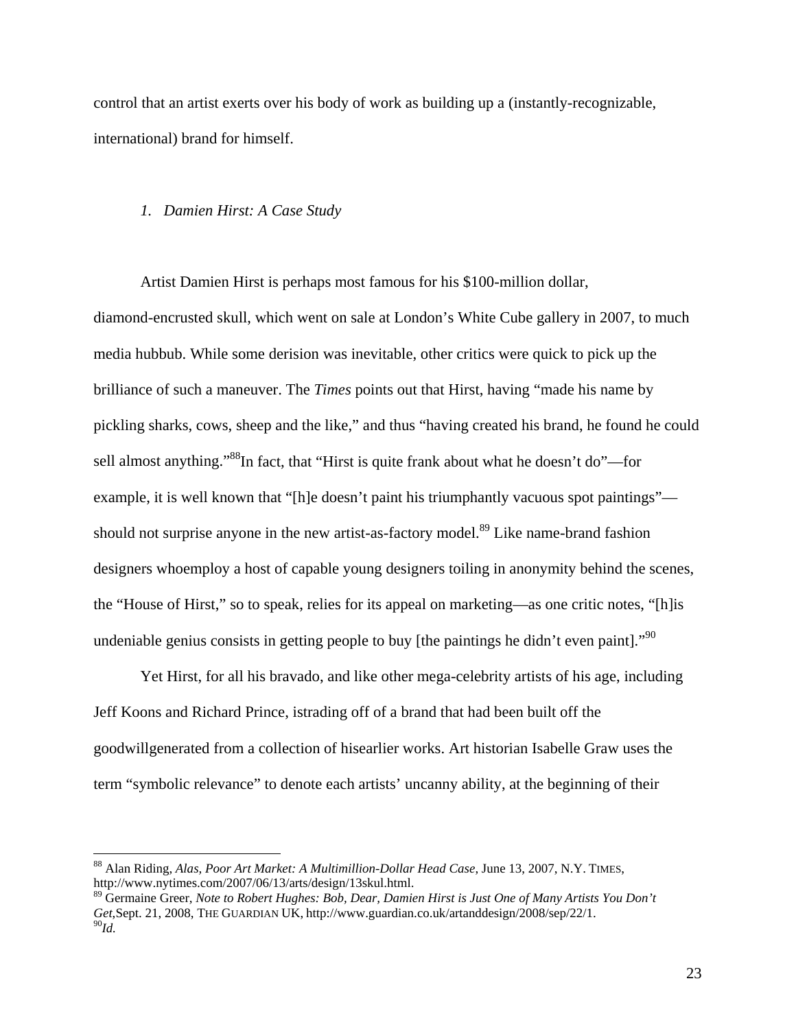control that an artist exerts over his body of work as building up a (instantly-recognizable, international) brand for himself.

### *1. Damien Hirst: A Case Study*

Artist Damien Hirst is perhaps most famous for his $100-million dollar, diamond-encrusted skull, which went on sale at London's White Cube gallery in 2007, to much media hubbub. While some derision was inevitable, other critics were quick to pick up the brilliance of such a maneuver. The *Times* points out that Hirst, having "made his name by pickling sharks, cows, sheep and the like," and thus "having created his brand, he found he could sell almost anything."[88]In fact, that "Hirst is quite frank about what he doesn't do"—for example, it is well known that "[h]e doesn't paint his triumphantly vacuous spot paintings"—should not surprise anyone in the new artist-as-factory model.[89] Like name-brand fashion designers whoemploy a host of capable young designers toiling in anonymity behind the scenes, the "House of Hirst," so to speak, relies for its appeal on marketing—as one critic notes, "[h]is undeniable genius consists in getting people to buy [the paintings he didn't even paint]."[90]

Yet Hirst, for all his bravado, and like other mega-celebrity artists of his age, including Jeff Koons and Richard Prince, istrading off of a brand that had been built off the goodwillgenerated from a collection of hisearlier works. Art historian Isabelle Graw uses the term "symbolic relevance" to denote each artists' uncanny ability, at the beginning of their

---

[88] Alan Riding, *Alas, Poor Art Market: A Multimillion-Dollar Head Case*, June 13, 2007, N.Y. TIMES, http://www.nytimes.com/2007/06/13/arts/design/13skul.html.

[89] Germaine Greer, *Note to Robert Hughes: Bob, Dear, Damien Hirst is Just One of Many Artists You Don't Get*,Sept. 21, 2008, THE GUARDIAN UK, http://www.guardian.co.uk/artanddesign/2008/sep/22/1.

[90] *Id.*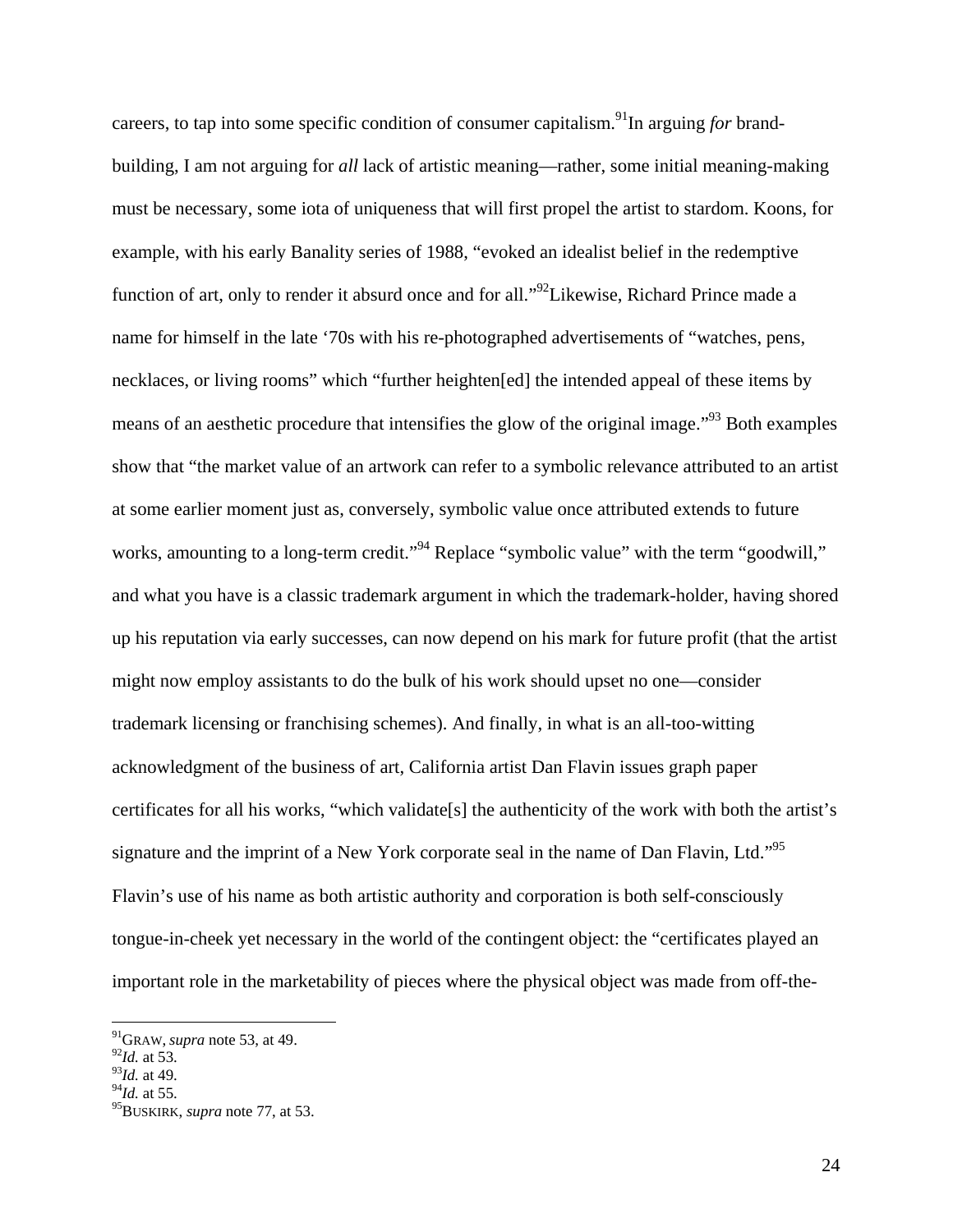careers, to tap into some specific condition of consumer capitalism.[91] In arguing *for* brand-building, I am not arguing for *all* lack of artistic meaning—rather, some initial meaning-making must be necessary, some iota of uniqueness that will first propel the artist to stardom. Koons, for example, with his early Banality series of 1988, "evoked an idealist belief in the redemptive function of art, only to render it absurd once and for all."[92] Likewise, Richard Prince made a name for himself in the late '70s with his re-photographed advertisements of "watches, pens, necklaces, or living rooms" which "further heighten[ed] the intended appeal of these items by means of an aesthetic procedure that intensifies the glow of the original image."[93] Both examples show that "the market value of an artwork can refer to a symbolic relevance attributed to an artist at some earlier moment just as, conversely, symbolic value once attributed extends to future works, amounting to a long-term credit."[94] Replace "symbolic value" with the term "goodwill," and what you have is a classic trademark argument in which the trademark-holder, having shored up his reputation via early successes, can now depend on his mark for future profit (that the artist might now employ assistants to do the bulk of his work should upset no one—consider trademark licensing or franchising schemes). And finally, in what is an all-too-witting acknowledgment of the business of art, California artist Dan Flavin issues graph paper certificates for all his works, "which validate[s] the authenticity of the work with both the artist's signature and the imprint of a New York corporate seal in the name of Dan Flavin, Ltd."[95] Flavin's use of his name as both artistic authority and corporation is both self-consciously tongue-in-cheek yet necessary in the world of the contingent object: the "certificates played an important role in the marketability of pieces where the physical object was made from off-the-

---

[91] GRAW, *supra* note 53, at 49.
[92] *Id.* at 53.
[93] *Id.* at 49.
[94] *Id.* at 55.
[95] BUSKIRK, *supra* note 77, at 53.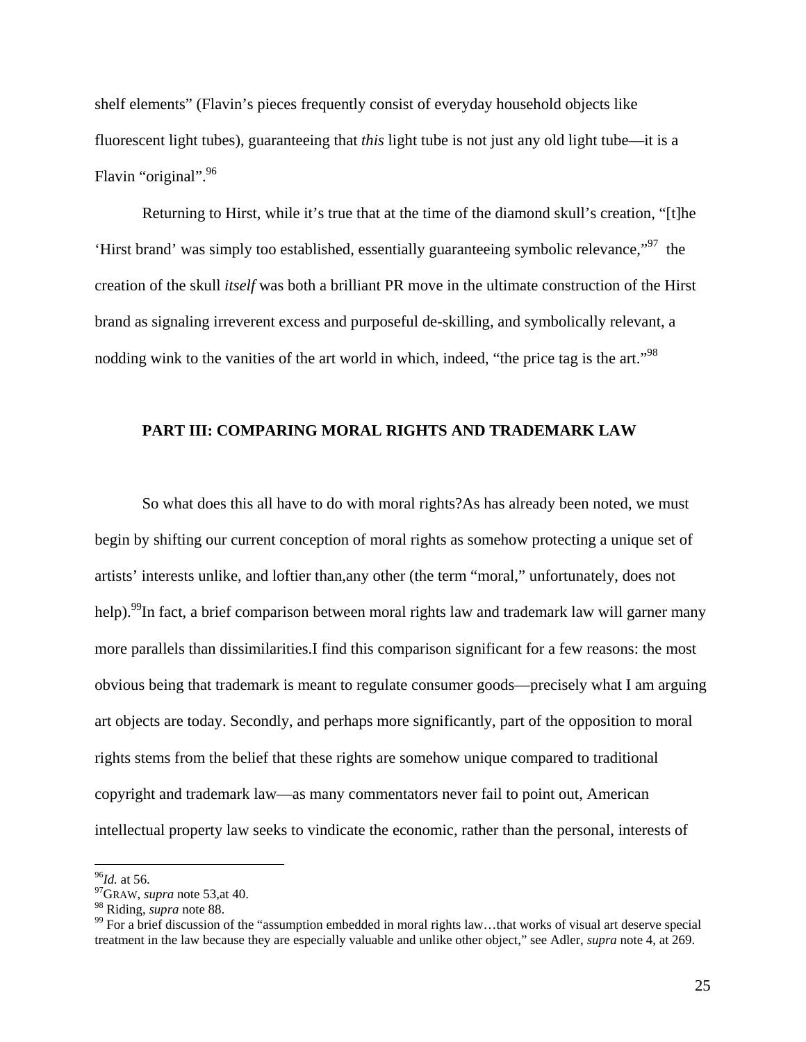shelf elements" (Flavin's pieces frequently consist of everyday household objects like fluorescent light tubes), guaranteeing that *this* light tube is not just any old light tube—it is a Flavin "original".[96]

Returning to Hirst, while it's true that at the time of the diamond skull's creation, "[t]he 'Hirst brand' was simply too established, essentially guaranteeing symbolic relevance,"[97] the creation of the skull *itself* was both a brilliant PR move in the ultimate construction of the Hirst brand as signaling irreverent excess and purposeful de-skilling, and symbolically relevant, a nodding wink to the vanities of the art world in which, indeed, "the price tag is the art."[98]

## PART III: COMPARING MORAL RIGHTS AND TRADEMARK LAW

So what does this all have to do with moral rights?As has already been noted, we must begin by shifting our current conception of moral rights as somehow protecting a unique set of artists' interests unlike, and loftier than,any other (the term "moral," unfortunately, does not help).[99]In fact, a brief comparison between moral rights law and trademark law will garner many more parallels than dissimilarities.I find this comparison significant for a few reasons: the most obvious being that trademark is meant to regulate consumer goods—precisely what I am arguing art objects are today. Secondly, and perhaps more significantly, part of the opposition to moral rights stems from the belief that these rights are somehow unique compared to traditional copyright and trademark law—as many commentators never fail to point out, American intellectual property law seeks to vindicate the economic, rather than the personal, interests of

---

[96] *Id.* at 56.

[97] GRAW, *supra* note 53,at 40.

[98] Riding, *supra* note 88.

[99] For a brief discussion of the "assumption embedded in moral rights law…that works of visual art deserve special treatment in the law because they are especially valuable and unlike other object," see Adler, *supra* note 4, at 269.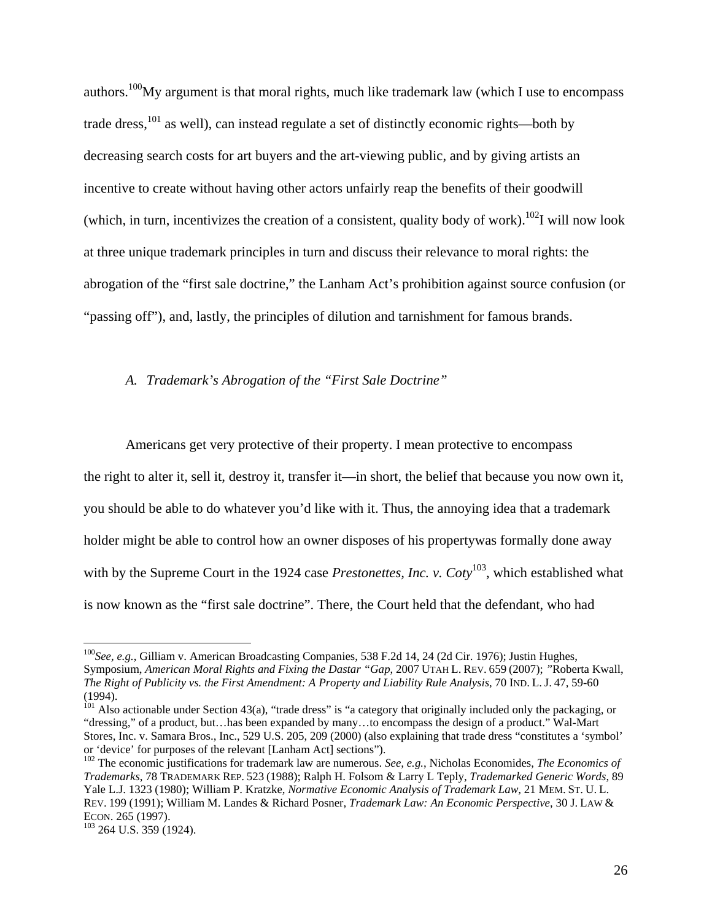authors.[100]My argument is that moral rights, much like trademark law (which I use to encompass trade dress,[101] as well), can instead regulate a set of distinctly economic rights—both by decreasing search costs for art buyers and the art-viewing public, and by giving artists an incentive to create without having other actors unfairly reap the benefits of their goodwill (which, in turn, incentivizes the creation of a consistent, quality body of work).[102]I will now look at three unique trademark principles in turn and discuss their relevance to moral rights: the abrogation of the "first sale doctrine," the Lanham Act's prohibition against source confusion (or "passing off"), and, lastly, the principles of dilution and tarnishment for famous brands.

### *A. Trademark's Abrogation of the "First Sale Doctrine"*

Americans get very protective of their property. I mean protective to encompass the right to alter it, sell it, destroy it, transfer it—in short, the belief that because you now own it, you should be able to do whatever you'd like with it. Thus, the annoying idea that a trademark holder might be able to control how an owner disposes of his propertywas formally done away with by the Supreme Court in the 1924 case *Prestonettes, Inc. v. Coty*[103], which established what is now known as the "first sale doctrine". There, the Court held that the defendant, who had

---

[100]*See, e.g.*, Gilliam v. American Broadcasting Companies, 538 F.2d 14, 24 (2d Cir. 1976); Justin Hughes, Symposium, *American Moral Rights and Fixing the Dastar "Gap*, 2007 UTAH L. REV. 659 (2007); "Roberta Kwall, *The Right of Publicity vs. the First Amendment: A Property and Liability Rule Analysis*, 70 IND. L. J. 47, 59-60 (1994).

[101] Also actionable under Section 43(a), "trade dress" is "a category that originally included only the packaging, or "dressing," of a product, but…has been expanded by many…to encompass the design of a product." Wal-Mart Stores, Inc. v. Samara Bros., Inc., 529 U.S. 205, 209 (2000) (also explaining that trade dress "constitutes a 'symbol' or 'device' for purposes of the relevant [Lanham Act] sections").

[102] The economic justifications for trademark law are numerous. *See, e.g.*, Nicholas Economides, *The Economics of Trademarks*, 78 TRADEMARK REP. 523 (1988); Ralph H. Folsom & Larry L Teply, *Trademarked Generic Words*, 89 Yale L.J. 1323 (1980); William P. Kratzke, *Normative Economic Analysis of Trademark Law*, 21 MEM. ST. U. L. REV. 199 (1991); William M. Landes & Richard Posner, *Trademark Law: An Economic Perspective*, 30 J. LAW & ECON. 265 (1997).

[103] 264 U.S. 359 (1924).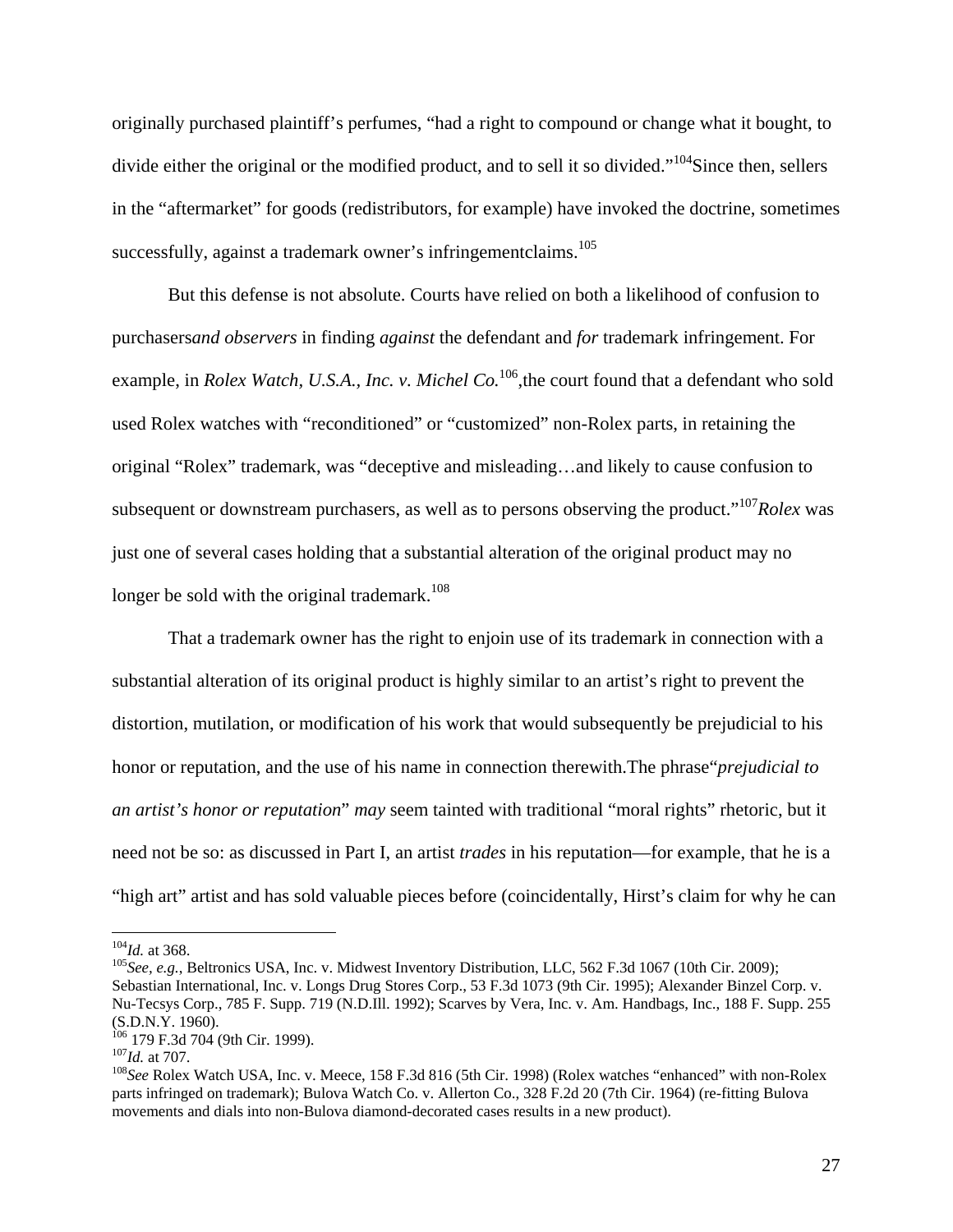originally purchased plaintiff's perfumes, "had a right to compound or change what it bought, to divide either the original or the modified product, and to sell it so divided."[104]Since then, sellers in the "aftermarket" for goods (redistributors, for example) have invoked the doctrine, sometimes successfully, against a trademark owner's infringementclaims.[105]

But this defense is not absolute. Courts have relied on both a likelihood of confusion to purchasers*and observers* in finding *against* the defendant and *for* trademark infringement. For example, in *Rolex Watch, U.S.A., Inc. v. Michel Co.*[106],the court found that a defendant who sold used Rolex watches with "reconditioned" or "customized" non-Rolex parts, in retaining the original "Rolex" trademark, was "deceptive and misleading…and likely to cause confusion to subsequent or downstream purchasers, as well as to persons observing the product."[107]*Rolex* was just one of several cases holding that a substantial alteration of the original product may no longer be sold with the original trademark.[108]

That a trademark owner has the right to enjoin use of its trademark in connection with a substantial alteration of its original product is highly similar to an artist's right to prevent the distortion, mutilation, or modification of his work that would subsequently be prejudicial to his honor or reputation, and the use of his name in connection therewith.The phrase"*prejudicial to an artist's honor or reputation*" *may* seem tainted with traditional "moral rights" rhetoric, but it need not be so: as discussed in Part I, an artist *trades* in his reputation—for example, that he is a "high art" artist and has sold valuable pieces before (coincidentally, Hirst's claim for why he can

---

[104]*Id.* at 368.

[105]*See, e.g.*, Beltronics USA, Inc. v. Midwest Inventory Distribution, LLC, 562 F.3d 1067 (10th Cir. 2009); Sebastian International, Inc. v. Longs Drug Stores Corp., 53 F.3d 1073 (9th Cir. 1995); Alexander Binzel Corp. v. Nu-Tecsys Corp., 785 F. Supp. 719 (N.D.Ill. 1992); Scarves by Vera, Inc. v. Am. Handbags, Inc., 188 F. Supp. 255 (S.D.N.Y. 1960).

[106] 179 F.3d 704 (9th Cir. 1999).

[107]*Id.* at 707.

[108]*See* Rolex Watch USA, Inc. v. Meece, 158 F.3d 816 (5th Cir. 1998) (Rolex watches "enhanced" with non-Rolex parts infringed on trademark); Bulova Watch Co. v. Allerton Co., 328 F.2d 20 (7th Cir. 1964) (re-fitting Bulova movements and dials into non-Bulova diamond-decorated cases results in a new product).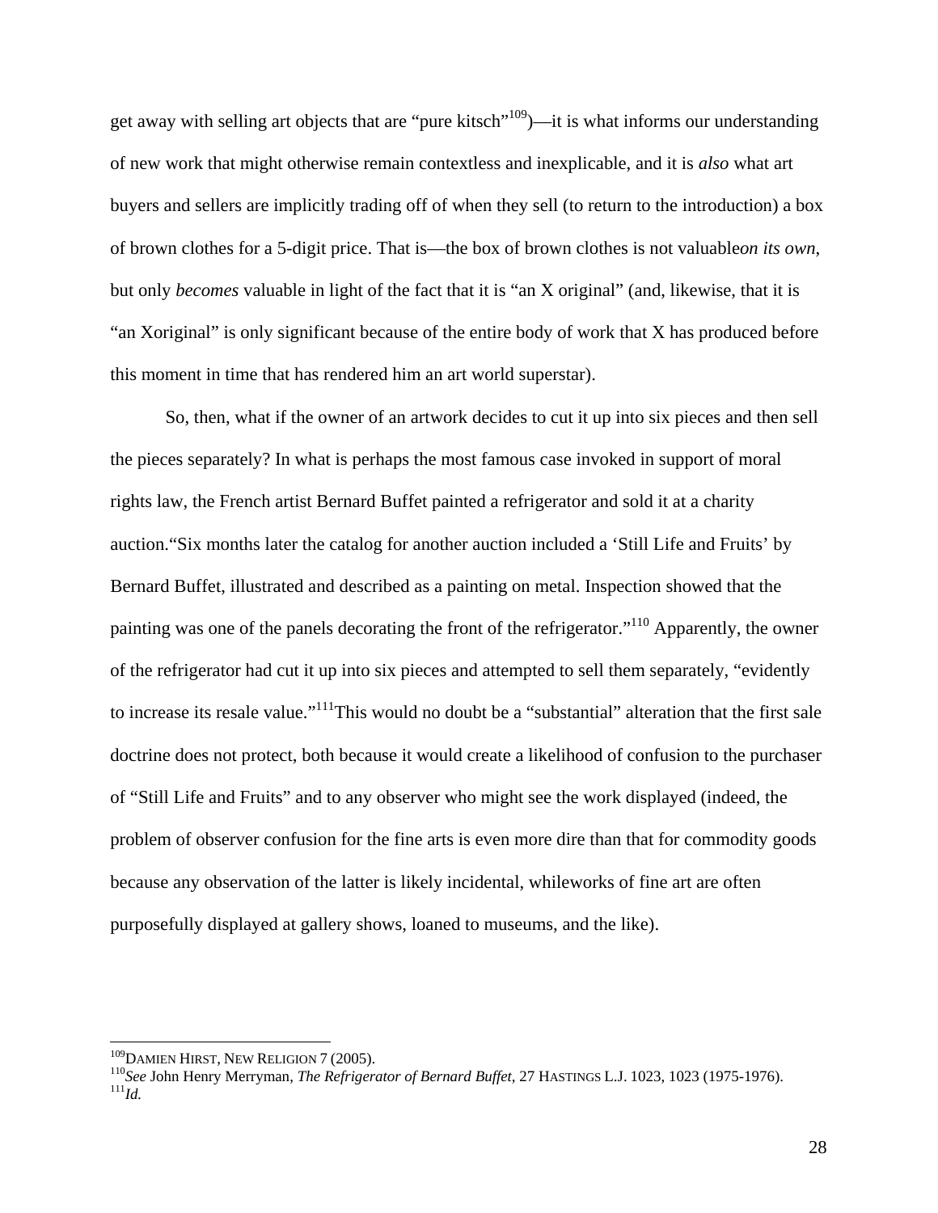get away with selling art objects that are "pure kitsch"[109])—it is what informs our understanding of new work that might otherwise remain contextless and inexplicable, and it is *also* what art buyers and sellers are implicitly trading off of when they sell (to return to the introduction) a box of brown clothes for a 5-digit price. That is—the box of brown clothes is not valuable*on its own*, but only *becomes* valuable in light of the fact that it is "an X original" (and, likewise, that it is "an Xoriginal" is only significant because of the entire body of work that X has produced before this moment in time that has rendered him an art world superstar).

So, then, what if the owner of an artwork decides to cut it up into six pieces and then sell the pieces separately? In what is perhaps the most famous case invoked in support of moral rights law, the French artist Bernard Buffet painted a refrigerator and sold it at a charity auction."Six months later the catalog for another auction included a 'Still Life and Fruits' by Bernard Buffet, illustrated and described as a painting on metal. Inspection showed that the painting was one of the panels decorating the front of the refrigerator."[110] Apparently, the owner of the refrigerator had cut it up into six pieces and attempted to sell them separately, "evidently to increase its resale value."[111]This would no doubt be a "substantial" alteration that the first sale doctrine does not protect, both because it would create a likelihood of confusion to the purchaser of "Still Life and Fruits" and to any observer who might see the work displayed (indeed, the problem of observer confusion for the fine arts is even more dire than that for commodity goods because any observation of the latter is likely incidental, whileworks of fine art are often purposefully displayed at gallery shows, loaned to museums, and the like).

---

[109] DAMIEN HIRST, NEW RELIGION 7 (2005).

[110] *See* John Henry Merryman, *The Refrigerator of Bernard Buffet*, 27 HASTINGS L.J. 1023, 1023 (1975-1976).

[111] *Id.*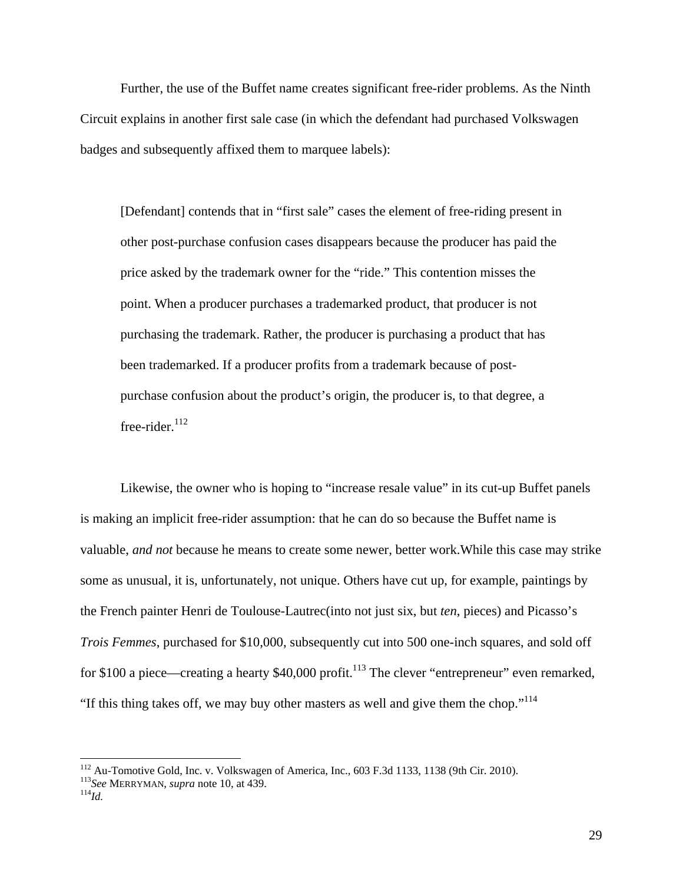Further, the use of the Buffet name creates significant free-rider problems. As the Ninth Circuit explains in another first sale case (in which the defendant had purchased Volkswagen badges and subsequently affixed them to marquee labels):

> [Defendant] contends that in "first sale" cases the element of free-riding present in other post-purchase confusion cases disappears because the producer has paid the price asked by the trademark owner for the "ride." This contention misses the point. When a producer purchases a trademarked product, that producer is not purchasing the trademark. Rather, the producer is purchasing a product that has been trademarked. If a producer profits from a trademark because of post-purchase confusion about the product's origin, the producer is, to that degree, a free-rider.[112]

Likewise, the owner who is hoping to "increase resale value" in its cut-up Buffet panels is making an implicit free-rider assumption: that he can do so because the Buffet name is valuable, *and not* because he means to create some newer, better work.While this case may strike some as unusual, it is, unfortunately, not unique. Others have cut up, for example, paintings by the French painter Henri de Toulouse-Lautrec(into not just six, but *ten*, pieces) and Picasso's *Trois Femmes*, purchased for $10,000, subsequently cut into 500 one-inch squares, and sold off for $100 a piece—creating a hearty $40,000 profit.[113] The clever "entrepreneur" even remarked, "If this thing takes off, we may buy other masters as well and give them the chop."[114]

---

[112] Au-Tomotive Gold, Inc. v. Volkswagen of America, Inc., 603 F.3d 1133, 1138 (9th Cir. 2010).
[113] *See* MERRYMAN, *supra* note 10, at 439.
[114] *Id.*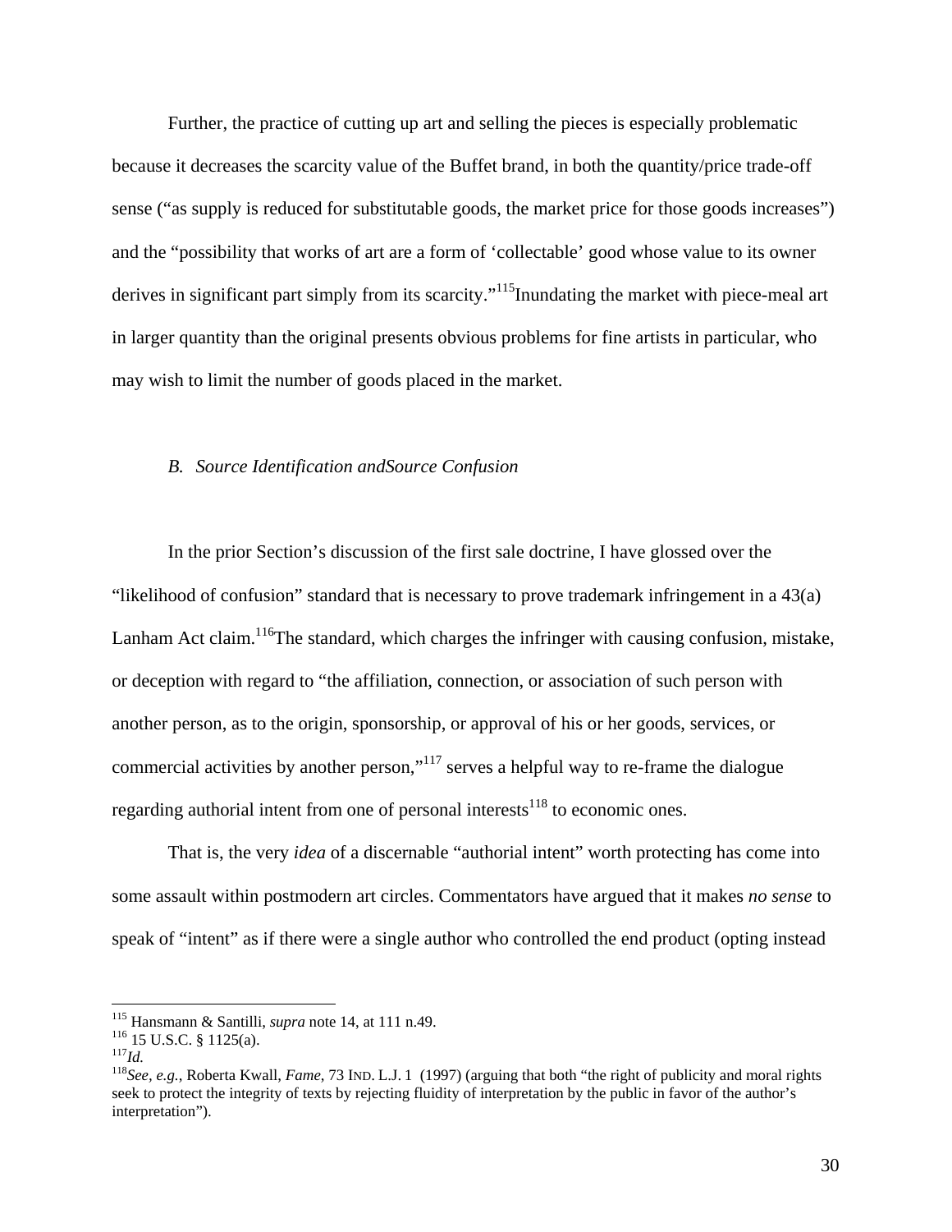Further, the practice of cutting up art and selling the pieces is especially problematic because it decreases the scarcity value of the Buffet brand, in both the quantity/price trade-off sense ("as supply is reduced for substitutable goods, the market price for those goods increases") and the "possibility that works of art are a form of 'collectable' good whose value to its owner derives in significant part simply from its scarcity."[115] Inundating the market with piece-meal art in larger quantity than the original presents obvious problems for fine artists in particular, who may wish to limit the number of goods placed in the market.

### *B. Source Identification and Source Confusion*

In the prior Section's discussion of the first sale doctrine, I have glossed over the "likelihood of confusion" standard that is necessary to prove trademark infringement in a 43(a) Lanham Act claim.[116] The standard, which charges the infringer with causing confusion, mistake, or deception with regard to "the affiliation, connection, or association of such person with another person, as to the origin, sponsorship, or approval of his or her goods, services, or commercial activities by another person,"[117] serves a helpful way to re-frame the dialogue regarding authorial intent from one of personal interests[118] to economic ones.

That is, the very *idea* of a discernable "authorial intent" worth protecting has come into some assault within postmodern art circles. Commentators have argued that it makes *no sense* to speak of "intent" as if there were a single author who controlled the end product (opting instead

---

[115] Hansmann & Santilli, *supra* note 14, at 111 n.49.

[116] 15 U.S.C. § 1125(a).

[117] *Id.*

[118] *See, e.g.*, Roberta Kwall, *Fame*, 73 IND. L.J. 1 (1997) (arguing that both "the right of publicity and moral rights seek to protect the integrity of texts by rejecting fluidity of interpretation by the public in favor of the author's interpretation").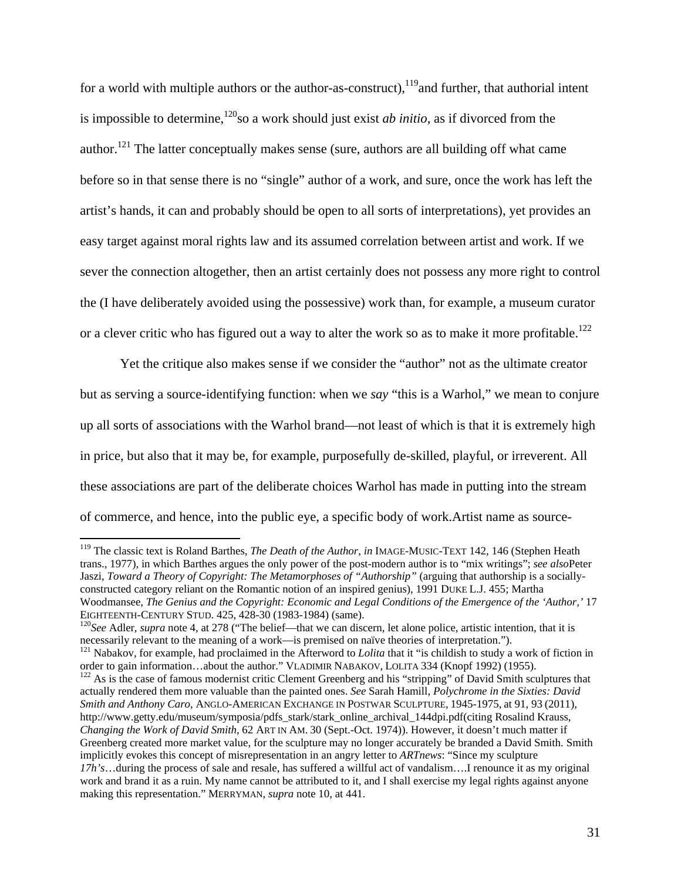for a world with multiple authors or the author-as-construct),[119]and further, that authorial intent is impossible to determine,[120]so a work should just exist *ab initio*, as if divorced from the author.[121] The latter conceptually makes sense (sure, authors are all building off what came before so in that sense there is no "single" author of a work, and sure, once the work has left the artist's hands, it can and probably should be open to all sorts of interpretations), yet provides an easy target against moral rights law and its assumed correlation between artist and work. If we sever the connection altogether, then an artist certainly does not possess any more right to control the (I have deliberately avoided using the possessive) work than, for example, a museum curator or a clever critic who has figured out a way to alter the work so as to make it more profitable.[122]

Yet the critique also makes sense if we consider the "author" not as the ultimate creator but as serving a source-identifying function: when we *say* "this is a Warhol," we mean to conjure up all sorts of associations with the Warhol brand—not least of which is that it is extremely high in price, but also that it may be, for example, purposefully de-skilled, playful, or irreverent. All these associations are part of the deliberate choices Warhol has made in putting into the stream of commerce, and hence, into the public eye, a specific body of work.Artist name as source-

---

[119] The classic text is Roland Barthes, *The Death of the Author*, *in* IMAGE-MUSIC-TEXT 142, 146 (Stephen Heath trans., 1977), in which Barthes argues the only power of the post-modern author is to "mix writings"; *see also*Peter Jaszi, *Toward a Theory of Copyright: The Metamorphoses of "Authorship"* (arguing that authorship is a socially-constructed category reliant on the Romantic notion of an inspired genius), 1991 DUKE L.J. 455; Martha Woodmansee, *The Genius and the Copyright: Economic and Legal Conditions of the Emergence of the 'Author,'* 17 EIGHTEENTH-CENTURY STUD. 425, 428-30 (1983-1984) (same).

[120] *See* Adler, *supra* note 4, at 278 ("The belief—that we can discern, let alone police, artistic intention, that it is necessarily relevant to the meaning of a work—is premised on naïve theories of interpretation.").

[121] Nabakov, for example, had proclaimed in the Afterword to *Lolita* that it "is childish to study a work of fiction in order to gain information…about the author." VLADIMIR NABAKOV, LOLITA 334 (Knopf 1992) (1955).

[122] As is the case of famous modernist critic Clement Greenberg and his "stripping" of David Smith sculptures that actually rendered them more valuable than the painted ones. *See* Sarah Hamill, *Polychrome in the Sixties: David Smith and Anthony Caro*, ANGLO-AMERICAN EXCHANGE IN POSTWAR SCULPTURE, 1945-1975, at 91, 93 (2011), http://www.getty.edu/museum/symposia/pdfs_stark/stark_online_archival_144dpi.pdf(citing Rosalind Krauss, *Changing the Work of David Smith*, 62 ART IN AM. 30 (Sept.-Oct. 1974)). However, it doesn't much matter if Greenberg created more market value, for the sculpture may no longer accurately be branded a David Smith. Smith implicitly evokes this concept of misrepresentation in an angry letter to *ARTnews*: "Since my sculpture *17h's*…during the process of sale and resale, has suffered a willful act of vandalism….I renounce it as my original work and brand it as a ruin. My name cannot be attributed to it, and I shall exercise my legal rights against anyone making this representation." MERRYMAN, *supra* note 10, at 441.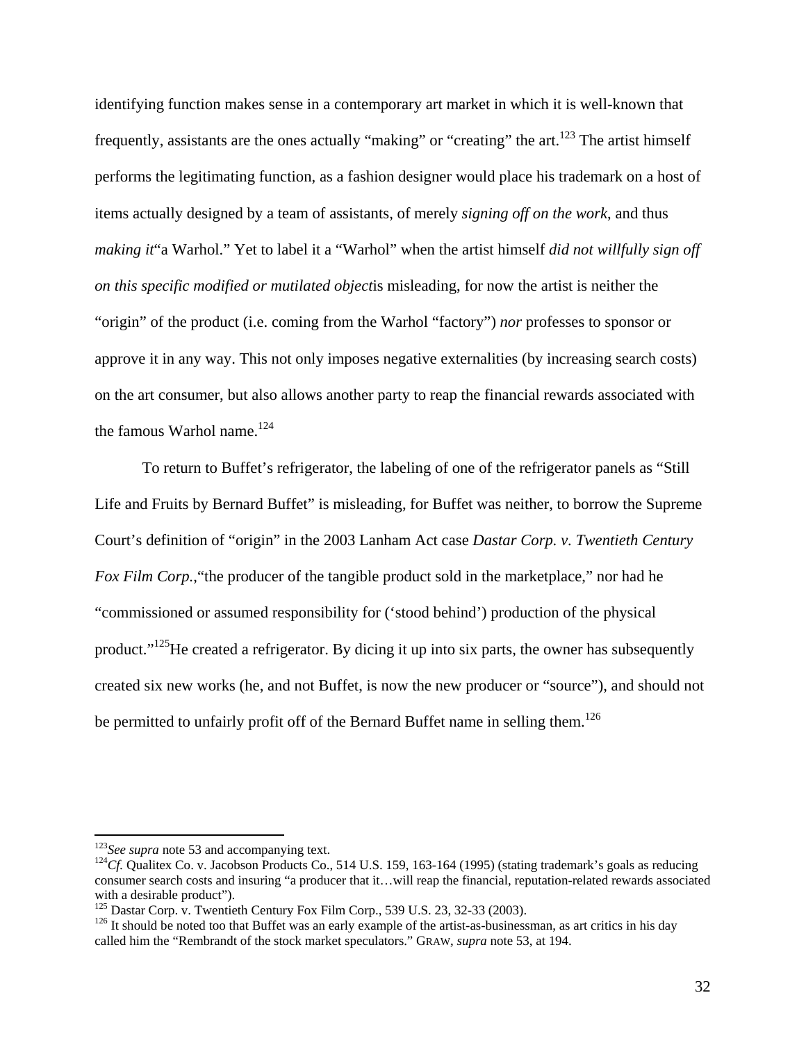identifying function makes sense in a contemporary art market in which it is well-known that frequently, assistants are the ones actually "making" or "creating" the art.[123] The artist himself performs the legitimating function, as a fashion designer would place his trademark on a host of items actually designed by a team of assistants, of merely *signing off on the work*, and thus *making it*"a Warhol." Yet to label it a "Warhol" when the artist himself *did not willfully sign off on this specific modified or mutilated object*is misleading, for now the artist is neither the "origin" of the product (i.e. coming from the Warhol "factory") *nor* professes to sponsor or approve it in any way. This not only imposes negative externalities (by increasing search costs) on the art consumer, but also allows another party to reap the financial rewards associated with the famous Warhol name.[124]

To return to Buffet's refrigerator, the labeling of one of the refrigerator panels as "Still Life and Fruits by Bernard Buffet" is misleading, for Buffet was neither, to borrow the Supreme Court's definition of "origin" in the 2003 Lanham Act case *Dastar Corp. v. Twentieth Century Fox Film Corp.*,"the producer of the tangible product sold in the marketplace," nor had he "commissioned or assumed responsibility for ('stood behind') production of the physical product."[125]He created a refrigerator. By dicing it up into six parts, the owner has subsequently created six new works (he, and not Buffet, is now the new producer or "source"), and should not be permitted to unfairly profit off of the Bernard Buffet name in selling them.[126]

---

[123]*See supra* note 53 and accompanying text.

[124]*Cf.* Qualitex Co. v. Jacobson Products Co., 514 U.S. 159, 163-164 (1995) (stating trademark's goals as reducing consumer search costs and insuring "a producer that it…will reap the financial, reputation-related rewards associated with a desirable product").

[125] Dastar Corp. v. Twentieth Century Fox Film Corp., 539 U.S. 23, 32-33 (2003).

[126] It should be noted too that Buffet was an early example of the artist-as-businessman, as art critics in his day called him the "Rembrandt of the stock market speculators." GRAW, *supra* note 53, at 194.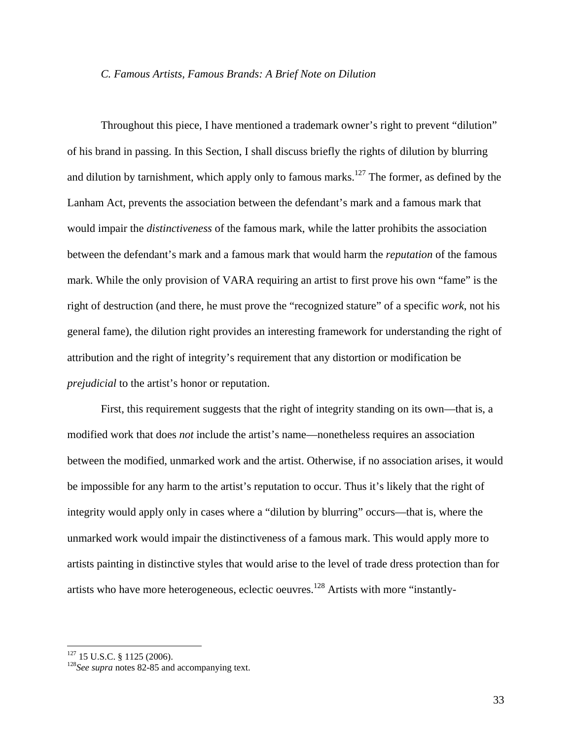### *C. Famous Artists, Famous Brands: A Brief Note on Dilution*

Throughout this piece, I have mentioned a trademark owner's right to prevent "dilution" of his brand in passing. In this Section, I shall discuss briefly the rights of dilution by blurring and dilution by tarnishment, which apply only to famous marks.[127] The former, as defined by the Lanham Act, prevents the association between the defendant's mark and a famous mark that would impair the *distinctiveness* of the famous mark, while the latter prohibits the association between the defendant's mark and a famous mark that would harm the *reputation* of the famous mark. While the only provision of VARA requiring an artist to first prove his own "fame" is the right of destruction (and there, he must prove the "recognized stature" of a specific *work*, not his general fame), the dilution right provides an interesting framework for understanding the right of attribution and the right of integrity's requirement that any distortion or modification be *prejudicial* to the artist's honor or reputation.

First, this requirement suggests that the right of integrity standing on its own—that is, a modified work that does *not* include the artist's name—nonetheless requires an association between the modified, unmarked work and the artist. Otherwise, if no association arises, it would be impossible for any harm to the artist's reputation to occur. Thus it's likely that the right of integrity would apply only in cases where a "dilution by blurring" occurs—that is, where the unmarked work would impair the distinctiveness of a famous mark. This would apply more to artists painting in distinctive styles that would arise to the level of trade dress protection than for artists who have more heterogeneous, eclectic oeuvres.[128] Artists with more "instantly-

---

[127] 15 U.S.C. § 1125 (2006).

[128] *See supra* notes 82-85 and accompanying text.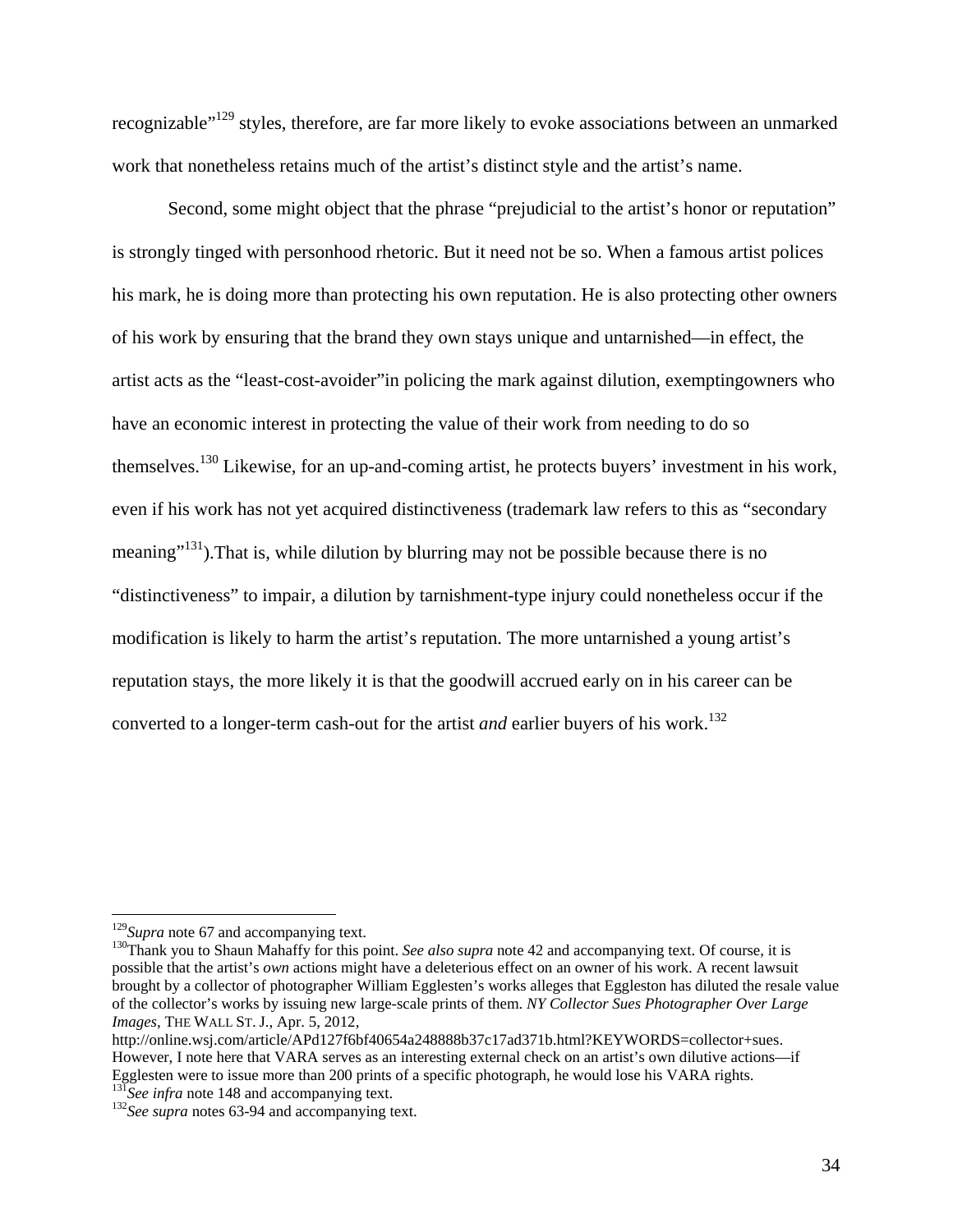recognizable"[129] styles, therefore, are far more likely to evoke associations between an unmarked work that nonetheless retains much of the artist's distinct style and the artist's name.

Second, some might object that the phrase "prejudicial to the artist's honor or reputation" is strongly tinged with personhood rhetoric. But it need not be so. When a famous artist polices his mark, he is doing more than protecting his own reputation. He is also protecting other owners of his work by ensuring that the brand they own stays unique and untarnished—in effect, the artist acts as the "least-cost-avoider"in policing the mark against dilution, exemptingowners who have an economic interest in protecting the value of their work from needing to do so themselves.[130] Likewise, for an up-and-coming artist, he protects buyers' investment in his work, even if his work has not yet acquired distinctiveness (trademark law refers to this as "secondary meaning"[131]).That is, while dilution by blurring may not be possible because there is no "distinctiveness" to impair, a dilution by tarnishment-type injury could nonetheless occur if the modification is likely to harm the artist's reputation. The more untarnished a young artist's reputation stays, the more likely it is that the goodwill accrued early on in his career can be converted to a longer-term cash-out for the artist *and* earlier buyers of his work.[132]

---

[129] *Supra* note 67 and accompanying text.

[130] Thank you to Shaun Mahaffy for this point. *See also supra* note 42 and accompanying text. Of course, it is possible that the artist's *own* actions might have a deleterious effect on an owner of his work. A recent lawsuit brought by a collector of photographer William Egglesten's works alleges that Eggleston has diluted the resale value of the collector's works by issuing new large-scale prints of them. *NY Collector Sues Photographer Over Large Images*, THE WALL ST. J., Apr. 5, 2012, http://online.wsj.com/article/APd127f6bf40654a248888b37c17ad371b.html?KEYWORDS=collector+sues. However, I note here that VARA serves as an interesting external check on an artist's own dilutive actions—if Egglesten were to issue more than 200 prints of a specific photograph, he would lose his VARA rights.

[131] *See infra* note 148 and accompanying text.

[132] *See supra* notes 63-94 and accompanying text.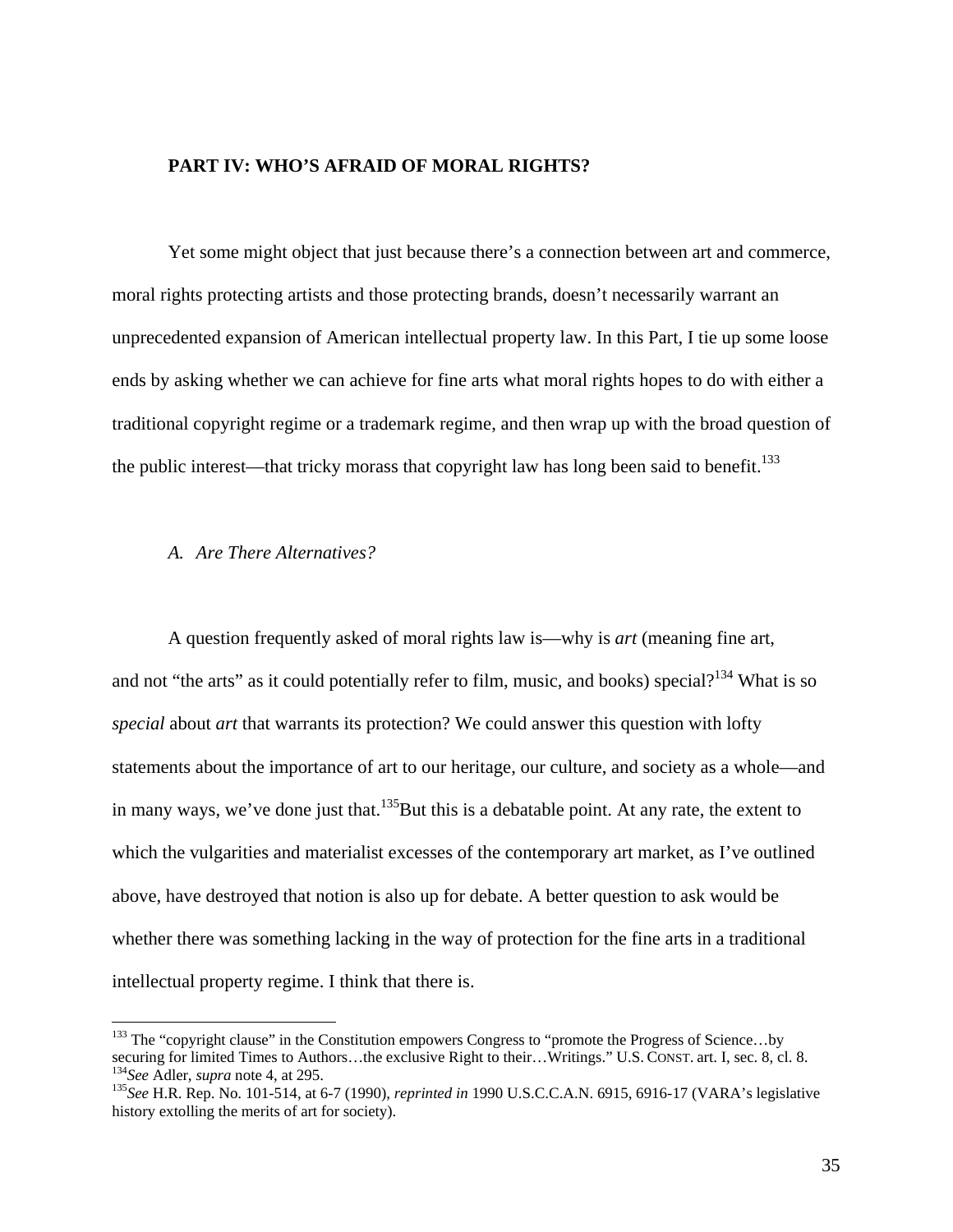## PART IV: WHO'S AFRAID OF MORAL RIGHTS?

Yet some might object that just because there's a connection between art and commerce, moral rights protecting artists and those protecting brands, doesn't necessarily warrant an unprecedented expansion of American intellectual property law. In this Part, I tie up some loose ends by asking whether we can achieve for fine arts what moral rights hopes to do with either a traditional copyright regime or a trademark regime, and then wrap up with the broad question of the public interest—that tricky morass that copyright law has long been said to benefit.[133]

### *A. Are There Alternatives?*

A question frequently asked of moral rights law is—why is *art* (meaning fine art, and not "the arts" as it could potentially refer to film, music, and books) special?[134] What is so *special* about *art* that warrants its protection? We could answer this question with lofty statements about the importance of art to our heritage, our culture, and society as a whole—and in many ways, we've done just that.[135] But this is a debatable point. At any rate, the extent to which the vulgarities and materialist excesses of the contemporary art market, as I've outlined above, have destroyed that notion is also up for debate. A better question to ask would be whether there was something lacking in the way of protection for the fine arts in a traditional intellectual property regime. I think that there is.

---

[133] The "copyright clause" in the Constitution empowers Congress to "promote the Progress of Science…by securing for limited Times to Authors…the exclusive Right to their…Writings." U.S. CONST. art. I, sec. 8, cl. 8.

[134] *See* Adler, *supra* note 4, at 295.

[135] *See* H.R. Rep. No. 101-514, at 6-7 (1990), *reprinted in* 1990 U.S.C.C.A.N. 6915, 6916-17 (VARA's legislative history extolling the merits of art for society).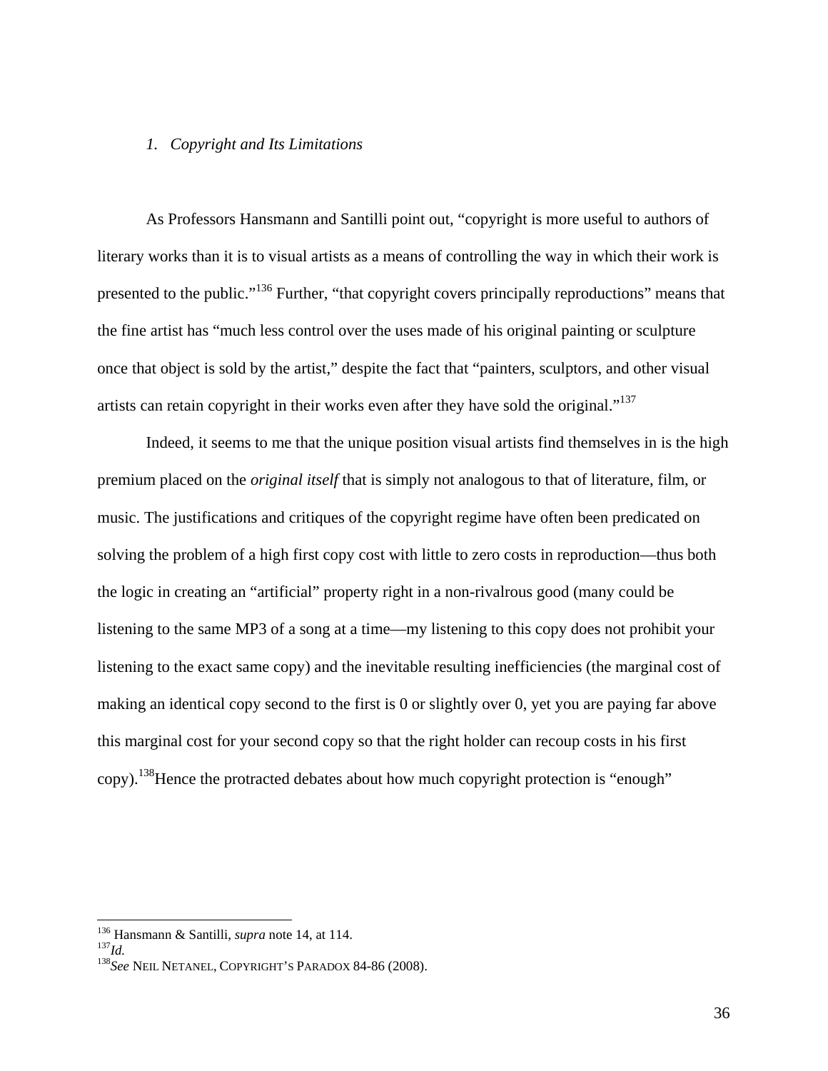### *1. Copyright and Its Limitations*

As Professors Hansmann and Santilli point out, "copyright is more useful to authors of literary works than it is to visual artists as a means of controlling the way in which their work is presented to the public."[136] Further, "that copyright covers principally reproductions" means that the fine artist has "much less control over the uses made of his original painting or sculpture once that object is sold by the artist," despite the fact that "painters, sculptors, and other visual artists can retain copyright in their works even after they have sold the original."[137]

Indeed, it seems to me that the unique position visual artists find themselves in is the high premium placed on the *original itself* that is simply not analogous to that of literature, film, or music. The justifications and critiques of the copyright regime have often been predicated on solving the problem of a high first copy cost with little to zero costs in reproduction—thus both the logic in creating an "artificial" property right in a non-rivalrous good (many could be listening to the same MP3 of a song at a time—my listening to this copy does not prohibit your listening to the exact same copy) and the inevitable resulting inefficiencies (the marginal cost of making an identical copy second to the first is 0 or slightly over 0, yet you are paying far above this marginal cost for your second copy so that the right holder can recoup costs in his first copy).[138]Hence the protracted debates about how much copyright protection is "enough"

---

[136] Hansmann & Santilli, *supra* note 14, at 114.
[137] *Id.*
[138] *See* NEIL NETANEL, COPYRIGHT'S PARADOX 84-86 (2008).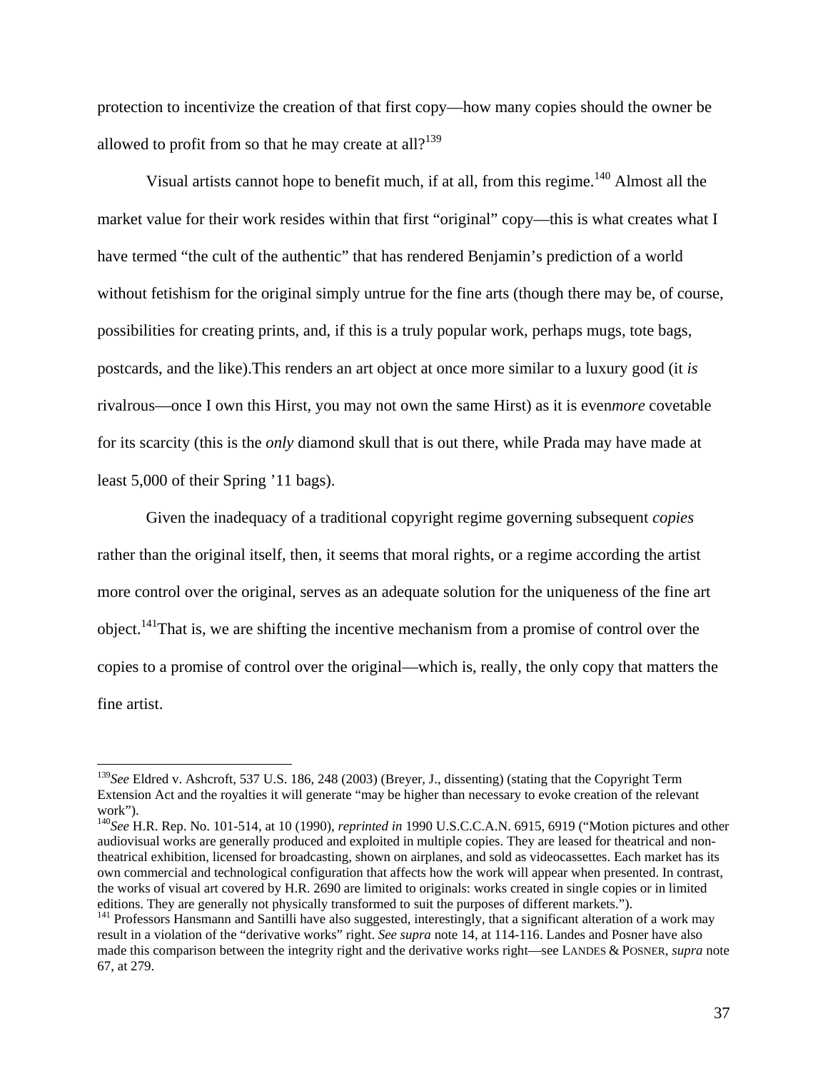protection to incentivize the creation of that first copy—how many copies should the owner be allowed to profit from so that he may create at all?[139]

Visual artists cannot hope to benefit much, if at all, from this regime.[140] Almost all the market value for their work resides within that first "original" copy—this is what creates what I have termed "the cult of the authentic" that has rendered Benjamin's prediction of a world without fetishism for the original simply untrue for the fine arts (though there may be, of course, possibilities for creating prints, and, if this is a truly popular work, perhaps mugs, tote bags, postcards, and the like).This renders an art object at once more similar to a luxury good (it *is* rivalrous—once I own this Hirst, you may not own the same Hirst) as it is even*more* covetable for its scarcity (this is the *only* diamond skull that is out there, while Prada may have made at least 5,000 of their Spring '11 bags).

Given the inadequacy of a traditional copyright regime governing subsequent *copies* rather than the original itself, then, it seems that moral rights, or a regime according the artist more control over the original, serves as an adequate solution for the uniqueness of the fine art object.[141]That is, we are shifting the incentive mechanism from a promise of control over the copies to a promise of control over the original—which is, really, the only copy that matters the fine artist.

---

[139]*See* Eldred v. Ashcroft, 537 U.S. 186, 248 (2003) (Breyer, J., dissenting) (stating that the Copyright Term Extension Act and the royalties it will generate "may be higher than necessary to evoke creation of the relevant work").

[140]*See* H.R. Rep. No. 101-514, at 10 (1990), *reprinted in* 1990 U.S.C.C.A.N. 6915, 6919 ("Motion pictures and other audiovisual works are generally produced and exploited in multiple copies. They are leased for theatrical and non-theatrical exhibition, licensed for broadcasting, shown on airplanes, and sold as videocassettes. Each market has its own commercial and technological configuration that affects how the work will appear when presented. In contrast, the works of visual art covered by H.R. 2690 are limited to originals: works created in single copies or in limited editions. They are generally not physically transformed to suit the purposes of different markets.").

[141] Professors Hansmann and Santilli have also suggested, interestingly, that a significant alteration of a work may result in a violation of the "derivative works" right. *See supra* note 14, at 114-116. Landes and Posner have also made this comparison between the integrity right and the derivative works right—see LANDES & POSNER, *supra* note 67, at 279.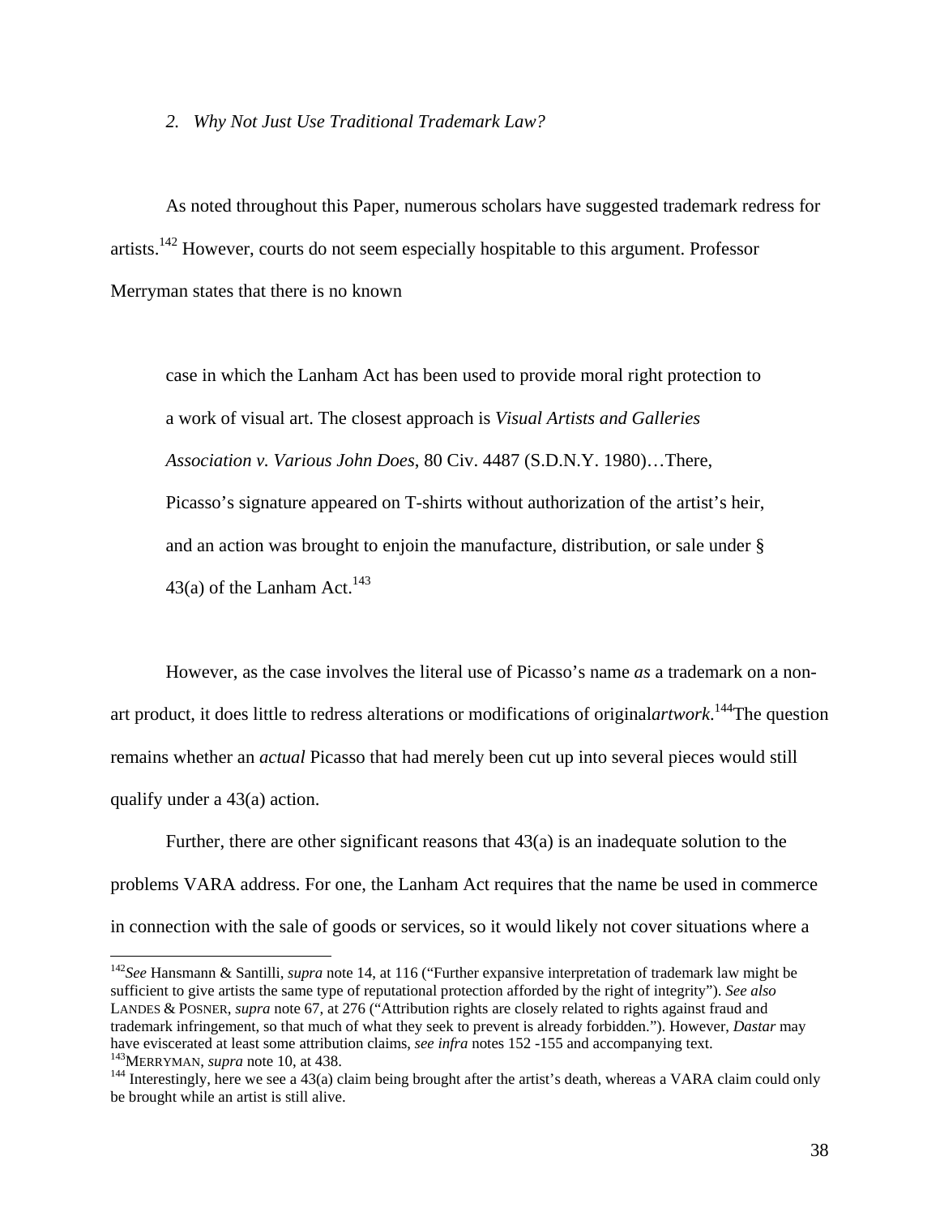### 2. *Why Not Just Use Traditional Trademark Law?*

As noted throughout this Paper, numerous scholars have suggested trademark redress for artists.[142] However, courts do not seem especially hospitable to this argument. Professor Merryman states that there is no known

> case in which the Lanham Act has been used to provide moral right protection to a work of visual art. The closest approach is *Visual Artists and Galleries Association v. Various John Does*, 80 Civ. 4487 (S.D.N.Y. 1980)…There, Picasso's signature appeared on T-shirts without authorization of the artist's heir, and an action was brought to enjoin the manufacture, distribution, or sale under § 43(a) of the Lanham Act.[143]

However, as the case involves the literal use of Picasso's name *as* a trademark on a non-art product, it does little to redress alterations or modifications of original *artwork*.[144] The question remains whether an *actual* Picasso that had merely been cut up into several pieces would still qualify under a 43(a) action.

Further, there are other significant reasons that 43(a) is an inadequate solution to the problems VARA address. For one, the Lanham Act requires that the name be used in commerce in connection with the sale of goods or services, so it would likely not cover situations where a

---

[142] *See* Hansmann & Santilli, *supra* note 14, at 116 ("Further expansive interpretation of trademark law might be sufficient to give artists the same type of reputational protection afforded by the right of integrity"). *See also* LANDES & POSNER, *supra* note 67, at 276 ("Attribution rights are closely related to rights against fraud and trademark infringement, so that much of what they seek to prevent is already forbidden."). However, *Dastar* may have eviscerated at least some attribution claims, *see infra* notes 152 -155 and accompanying text.

[143] MERRYMAN, *supra* note 10, at 438.

[144] Interestingly, here we see a 43(a) claim being brought after the artist's death, whereas a VARA claim could only be brought while an artist is still alive.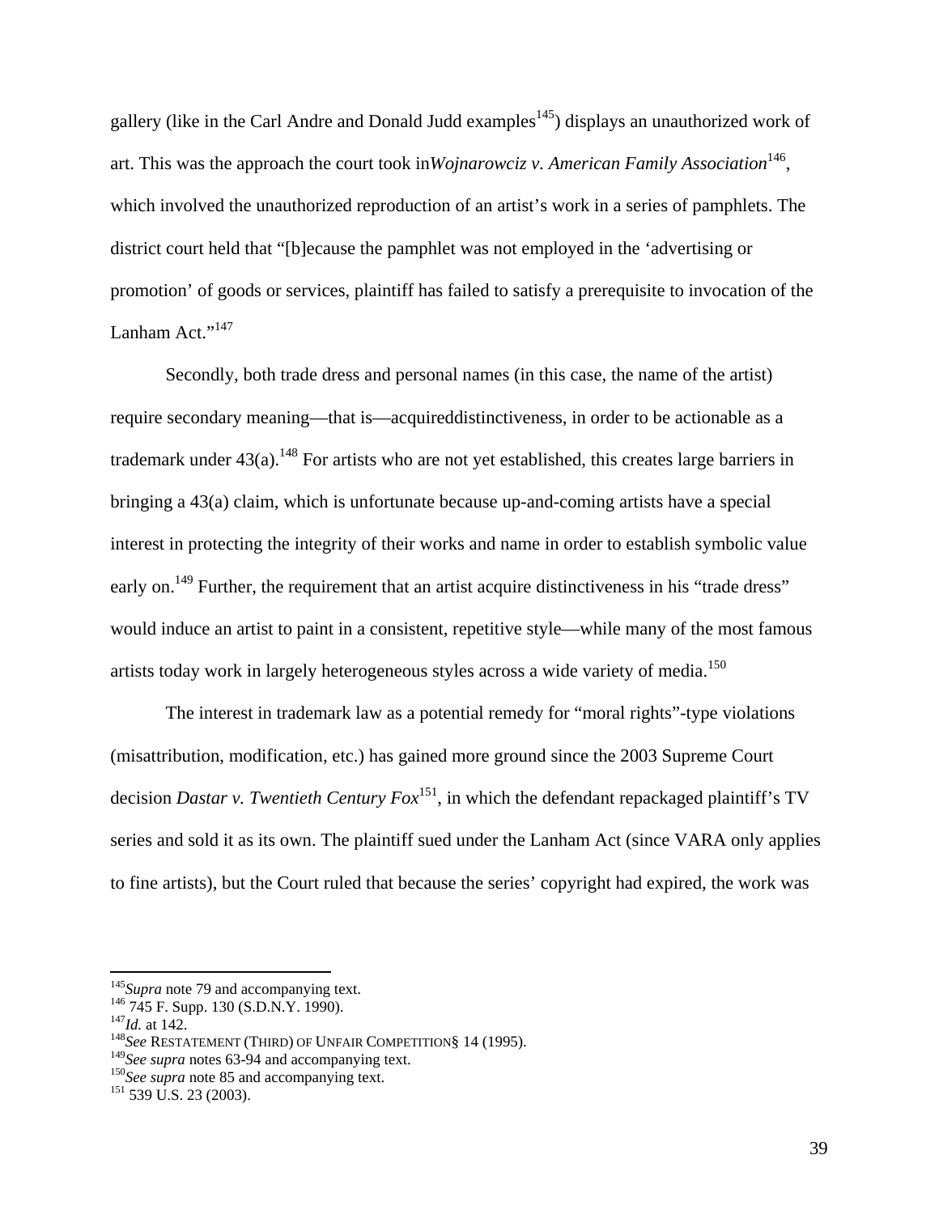gallery (like in the Carl Andre and Donald Judd examples[145]) displays an unauthorized work of art. This was the approach the court took in*Wojnarowciz v. American Family Association*[146], which involved the unauthorized reproduction of an artist's work in a series of pamphlets. The district court held that "[b]ecause the pamphlet was not employed in the 'advertising or promotion' of goods or services, plaintiff has failed to satisfy a prerequisite to invocation of the Lanham Act."[147]

Secondly, both trade dress and personal names (in this case, the name of the artist) require secondary meaning—that is—acquireddistinctiveness, in order to be actionable as a trademark under 43(a).[148] For artists who are not yet established, this creates large barriers in bringing a 43(a) claim, which is unfortunate because up-and-coming artists have a special interest in protecting the integrity of their works and name in order to establish symbolic value early on.[149] Further, the requirement that an artist acquire distinctiveness in his "trade dress" would induce an artist to paint in a consistent, repetitive style—while many of the most famous artists today work in largely heterogeneous styles across a wide variety of media.[150]

The interest in trademark law as a potential remedy for "moral rights"-type violations (misattribution, modification, etc.) has gained more ground since the 2003 Supreme Court decision *Dastar v. Twentieth Century Fox*[151], in which the defendant repackaged plaintiff's TV series and sold it as its own. The plaintiff sued under the Lanham Act (since VARA only applies to fine artists), but the Court ruled that because the series' copyright had expired, the work was

---

[145]*Supra* note 79 and accompanying text.
[146] 745 F. Supp. 130 (S.D.N.Y. 1990).
[147]*Id.* at 142.
[148]*See* RESTATEMENT (THIRD) OF UNFAIR COMPETITION§ 14 (1995).
[149]*See supra* notes 63-94 and accompanying text.
[150]*See supra* note 85 and accompanying text.
[151] 539 U.S. 23 (2003).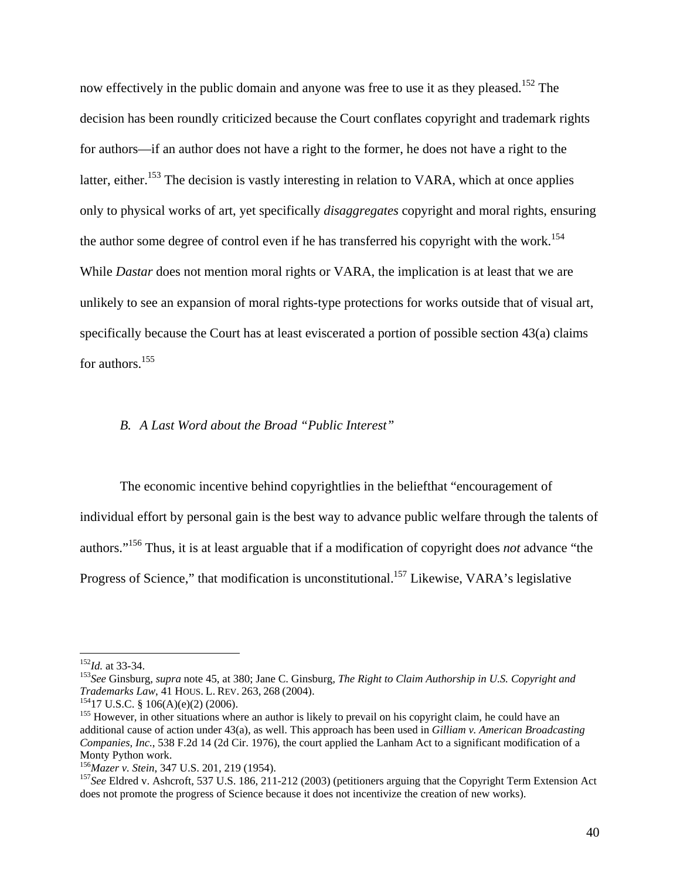now effectively in the public domain and anyone was free to use it as they pleased.[152] The decision has been roundly criticized because the Court conflates copyright and trademark rights for authors—if an author does not have a right to the former, he does not have a right to the latter, either.[153] The decision is vastly interesting in relation to VARA, which at once applies only to physical works of art, yet specifically *disaggregates* copyright and moral rights, ensuring the author some degree of control even if he has transferred his copyright with the work.[154] While *Dastar* does not mention moral rights or VARA, the implication is at least that we are unlikely to see an expansion of moral rights-type protections for works outside that of visual art, specifically because the Court has at least eviscerated a portion of possible section 43(a) claims for authors.[155]

### *B. A Last Word about the Broad "Public Interest"*

The economic incentive behind copyrightlies in the beliefthat "encouragement of individual effort by personal gain is the best way to advance public welfare through the talents of authors."[156] Thus, it is at least arguable that if a modification of copyright does *not* advance "the Progress of Science," that modification is unconstitutional.[157] Likewise, VARA's legislative

---

[152] *Id.* at 33-34.

[153] *See* Ginsburg, *supra* note 45, at 380; Jane C. Ginsburg, *The Right to Claim Authorship in U.S. Copyright and Trademarks Law*, 41 HOUS. L. REV. 263, 268 (2004).

[154] 17 U.S.C. § 106(A)(e)(2) (2006).

[155] However, in other situations where an author is likely to prevail on his copyright claim, he could have an additional cause of action under 43(a), as well. This approach has been used in *Gilliam v. American Broadcasting Companies, Inc.*, 538 F.2d 14 (2d Cir. 1976), the court applied the Lanham Act to a significant modification of a Monty Python work.

[156] *Mazer v. Stein*, 347 U.S. 201, 219 (1954).

[157] *See* Eldred v. Ashcroft, 537 U.S. 186, 211-212 (2003) (petitioners arguing that the Copyright Term Extension Act does not promote the progress of Science because it does not incentivize the creation of new works).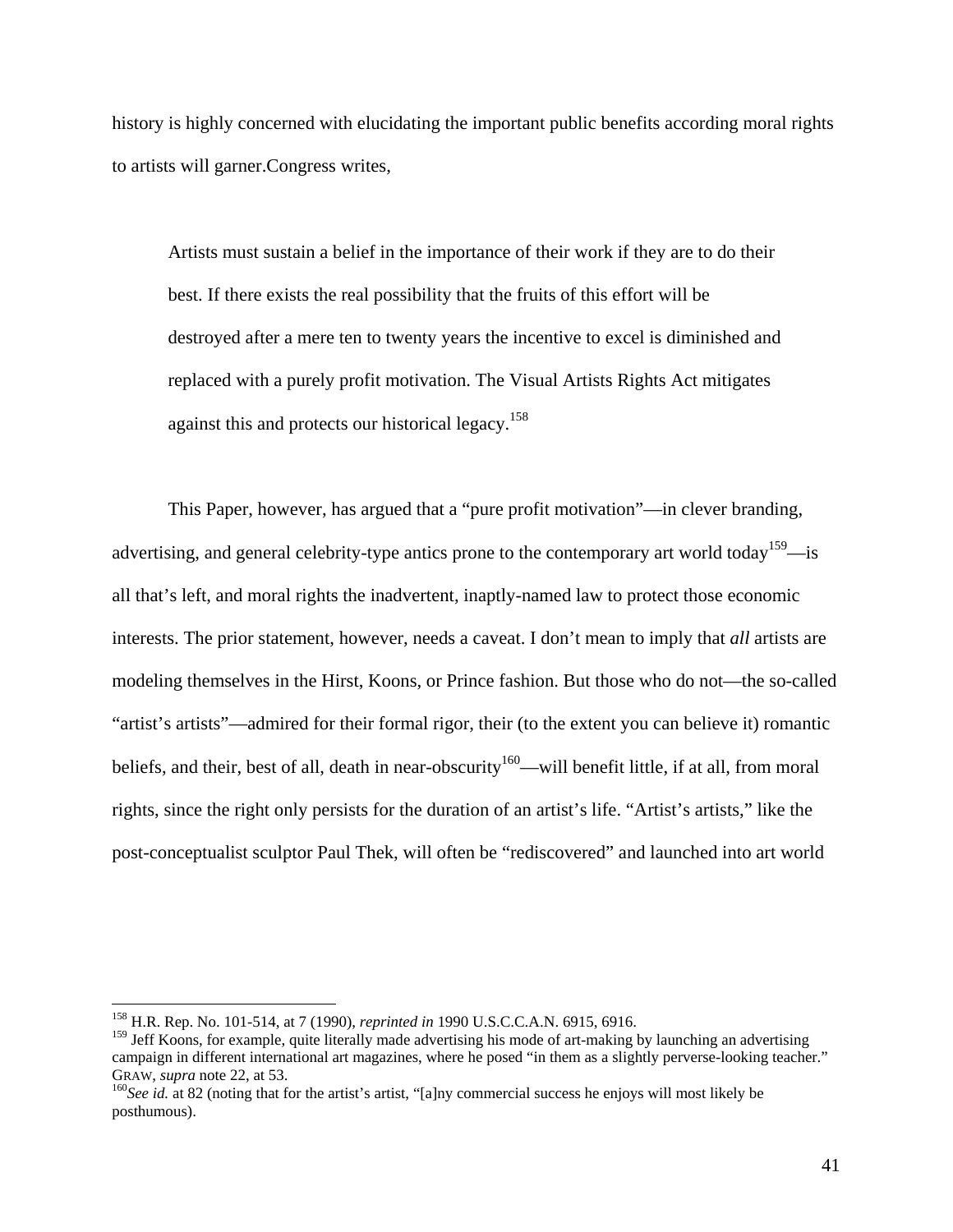history is highly concerned with elucidating the important public benefits according moral rights to artists will garner.Congress writes,

> Artists must sustain a belief in the importance of their work if they are to do their best. If there exists the real possibility that the fruits of this effort will be destroyed after a mere ten to twenty years the incentive to excel is diminished and replaced with a purely profit motivation. The Visual Artists Rights Act mitigates against this and protects our historical legacy.[158]

This Paper, however, has argued that a "pure profit motivation"—in clever branding, advertising, and general celebrity-type antics prone to the contemporary art world today[159]—is all that's left, and moral rights the inadvertent, inaptly-named law to protect those economic interests. The prior statement, however, needs a caveat. I don't mean to imply that *all* artists are modeling themselves in the Hirst, Koons, or Prince fashion. But those who do not—the so-called "artist's artists"—admired for their formal rigor, their (to the extent you can believe it) romantic beliefs, and their, best of all, death in near-obscurity[160]—will benefit little, if at all, from moral rights, since the right only persists for the duration of an artist's life. "Artist's artists," like the post-conceptualist sculptor Paul Thek, will often be "rediscovered" and launched into art world

---

[158] H.R. Rep. No. 101-514, at 7 (1990), *reprinted in* 1990 U.S.C.C.A.N. 6915, 6916.

[159] Jeff Koons, for example, quite literally made advertising his mode of art-making by launching an advertising campaign in different international art magazines, where he posed "in them as a slightly perverse-looking teacher." GRAW, *supra* note 22, at 53.

[160] *See id.* at 82 (noting that for the artist's artist, "[a]ny commercial success he enjoys will most likely be posthumous).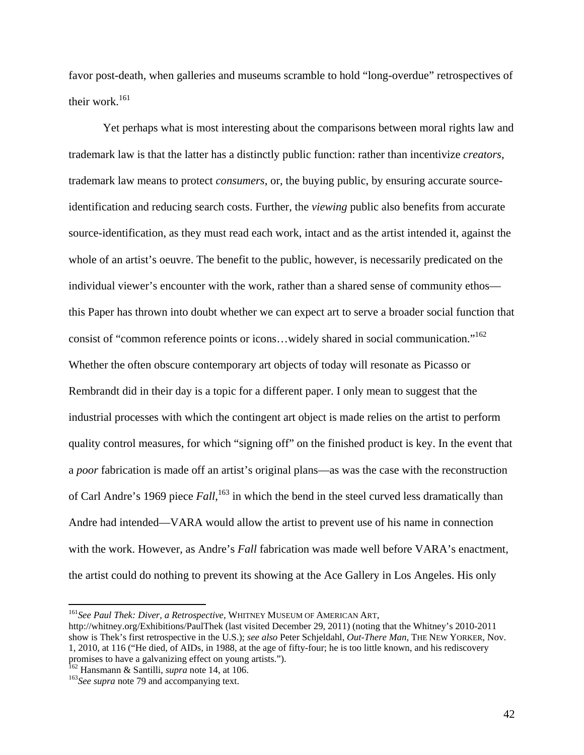favor post-death, when galleries and museums scramble to hold "long-overdue" retrospectives of their work.[161]

Yet perhaps what is most interesting about the comparisons between moral rights law and trademark law is that the latter has a distinctly public function: rather than incentivize *creators*, trademark law means to protect *consumers*, or, the buying public, by ensuring accurate source-identification and reducing search costs. Further, the *viewing* public also benefits from accurate source-identification, as they must read each work, intact and as the artist intended it, against the whole of an artist's oeuvre. The benefit to the public, however, is necessarily predicated on the individual viewer's encounter with the work, rather than a shared sense of community ethos—this Paper has thrown into doubt whether we can expect art to serve a broader social function that consist of "common reference points or icons…widely shared in social communication."[162] Whether the often obscure contemporary art objects of today will resonate as Picasso or Rembrandt did in their day is a topic for a different paper. I only mean to suggest that the industrial processes with which the contingent art object is made relies on the artist to perform quality control measures, for which "signing off" on the finished product is key. In the event that a *poor* fabrication is made off an artist's original plans—as was the case with the reconstruction of Carl Andre's 1969 piece *Fall*,[163] in which the bend in the steel curved less dramatically than Andre had intended—VARA would allow the artist to prevent use of his name in connection with the work. However, as Andre's *Fall* fabrication was made well before VARA's enactment, the artist could do nothing to prevent its showing at the Ace Gallery in Los Angeles. His only

---

[161] *See Paul Thek: Diver, a Retrospective*, WHITNEY MUSEUM OF AMERICAN ART, http://whitney.org/Exhibitions/PaulThek (last visited December 29, 2011) (noting that the Whitney's 2010-2011 show is Thek's first retrospective in the U.S.); *see also* Peter Schjeldahl, *Out-There Man*, THE NEW YORKER, Nov. 1, 2010, at 116 ("He died, of AIDs, in 1988, at the age of fifty-four; he is too little known, and his rediscovery promises to have a galvanizing effect on young artists.").

[162] Hansmann & Santilli, *supra* note 14, at 106.

[163] *See supra* note 79 and accompanying text.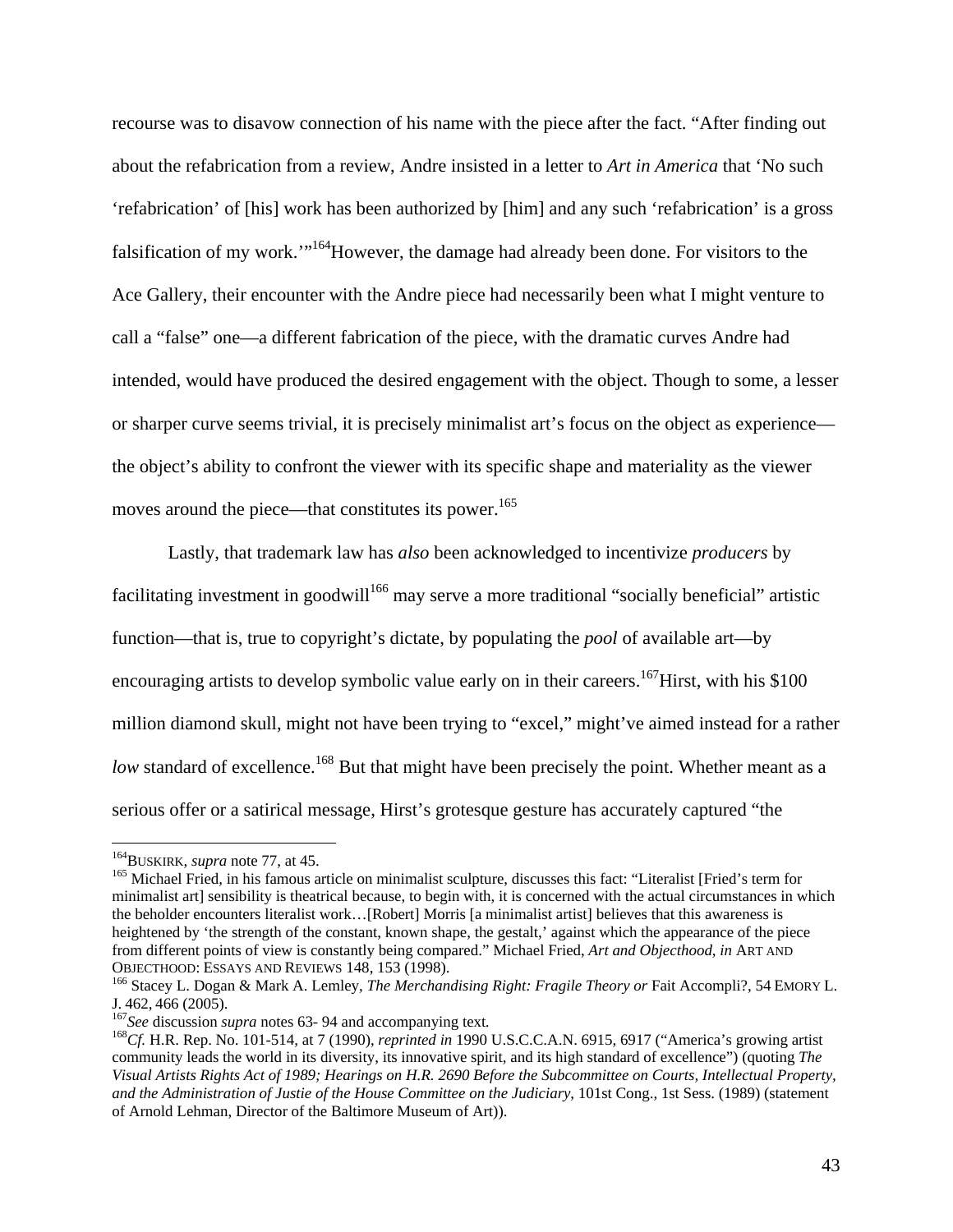recourse was to disavow connection of his name with the piece after the fact. "After finding out about the refabrication from a review, Andre insisted in a letter to *Art in America* that 'No such 'refabrication' of [his] work has been authorized by [him] and any such 'refabrication' is a gross falsification of my work.'"[164] However, the damage had already been done. For visitors to the Ace Gallery, their encounter with the Andre piece had necessarily been what I might venture to call a "false" one—a different fabrication of the piece, with the dramatic curves Andre had intended, would have produced the desired engagement with the object. Though to some, a lesser or sharper curve seems trivial, it is precisely minimalist art's focus on the object as experience—the object's ability to confront the viewer with its specific shape and materiality as the viewer moves around the piece—that constitutes its power.[165]

Lastly, that trademark law has *also* been acknowledged to incentivize *producers* by facilitating investment in goodwill[166] may serve a more traditional "socially beneficial" artistic function—that is, true to copyright's dictate, by populating the *pool* of available art—by encouraging artists to develop symbolic value early on in their careers.[167] Hirst, with his $100 million diamond skull, might not have been trying to "excel," might've aimed instead for a rather *low* standard of excellence.[168] But that might have been precisely the point. Whether meant as a serious offer or a satirical message, Hirst's grotesque gesture has accurately captured "the

---

[164] BUSKIRK, *supra* note 77, at 45.

[165] Michael Fried, in his famous article on minimalist sculpture, discusses this fact: "Literalist [Fried's term for minimalist art] sensibility is theatrical because, to begin with, it is concerned with the actual circumstances in which the beholder encounters literalist work…[Robert] Morris [a minimalist artist] believes that this awareness is heightened by 'the strength of the constant, known shape, the gestalt,' against which the appearance of the piece from different points of view is constantly being compared." Michael Fried, *Art and Objecthood*, *in* ART AND OBJECTHOOD: ESSAYS AND REVIEWS 148, 153 (1998).

[166] Stacey L. Dogan & Mark A. Lemley, *The Merchandising Right: Fragile Theory or* Fait Accompli?, 54 EMORY L. J. 462, 466 (2005).

[167] *See* discussion *supra* notes 63- 94 and accompanying text.

[168] *Cf.* H.R. Rep. No. 101-514, at 7 (1990), *reprinted in* 1990 U.S.C.C.A.N. 6915, 6917 ("America's growing artist community leads the world in its diversity, its innovative spirit, and its high standard of excellence") (quoting *The Visual Artists Rights Act of 1989; Hearings on H.R. 2690 Before the Subcommittee on Courts, Intellectual Property, and the Administration of Justie of the House Committee on the Judiciary*, 101st Cong., 1st Sess. (1989) (statement of Arnold Lehman, Director of the Baltimore Museum of Art)).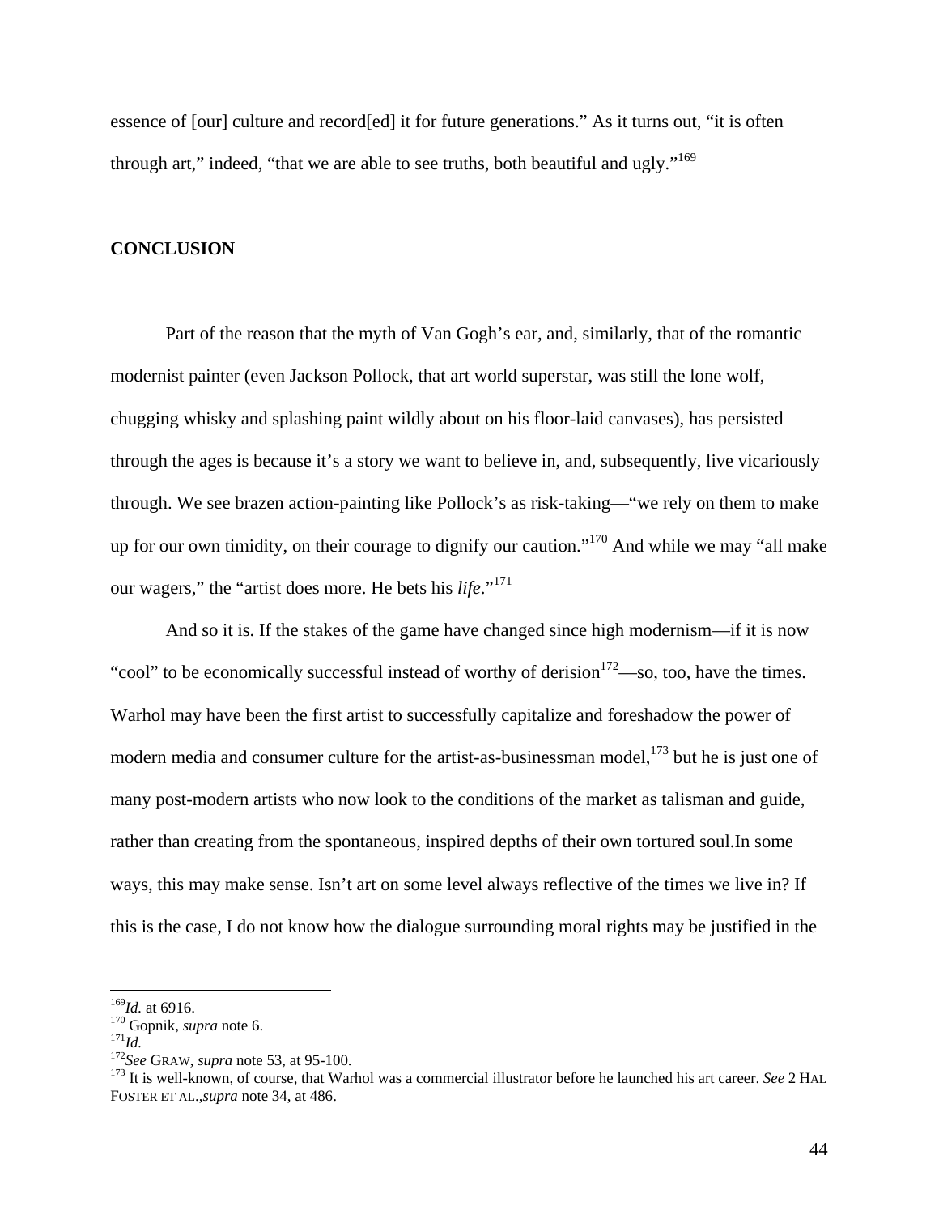essence of [our] culture and record[ed] it for future generations." As it turns out, "it is often through art," indeed, "that we are able to see truths, both beautiful and ugly."[169]

## CONCLUSION

Part of the reason that the myth of Van Gogh's ear, and, similarly, that of the romantic modernist painter (even Jackson Pollock, that art world superstar, was still the lone wolf, chugging whisky and splashing paint wildly about on his floor-laid canvases), has persisted through the ages is because it's a story we want to believe in, and, subsequently, live vicariously through. We see brazen action-painting like Pollock's as risk-taking—"we rely on them to make up for our own timidity, on their courage to dignify our caution."[170] And while we may "all make our wagers," the "artist does more. He bets his *life*."[171]

And so it is. If the stakes of the game have changed since high modernism—if it is now "cool" to be economically successful instead of worthy of derision[172]—so, too, have the times. Warhol may have been the first artist to successfully capitalize and foreshadow the power of modern media and consumer culture for the artist-as-businessman model,[173] but he is just one of many post-modern artists who now look to the conditions of the market as talisman and guide, rather than creating from the spontaneous, inspired depths of their own tortured soul.In some ways, this may make sense. Isn't art on some level always reflective of the times we live in? If this is the case, I do not know how the dialogue surrounding moral rights may be justified in the

---

[169] *Id.* at 6916.
[170] Gopnik, *supra* note 6.
[171] *Id.*
[172] *See* GRAW, *supra* note 53, at 95-100.
[173] It is well-known, of course, that Warhol was a commercial illustrator before he launched his art career. *See* 2 HAL FOSTER ET AL.,*supra* note 34, at 486.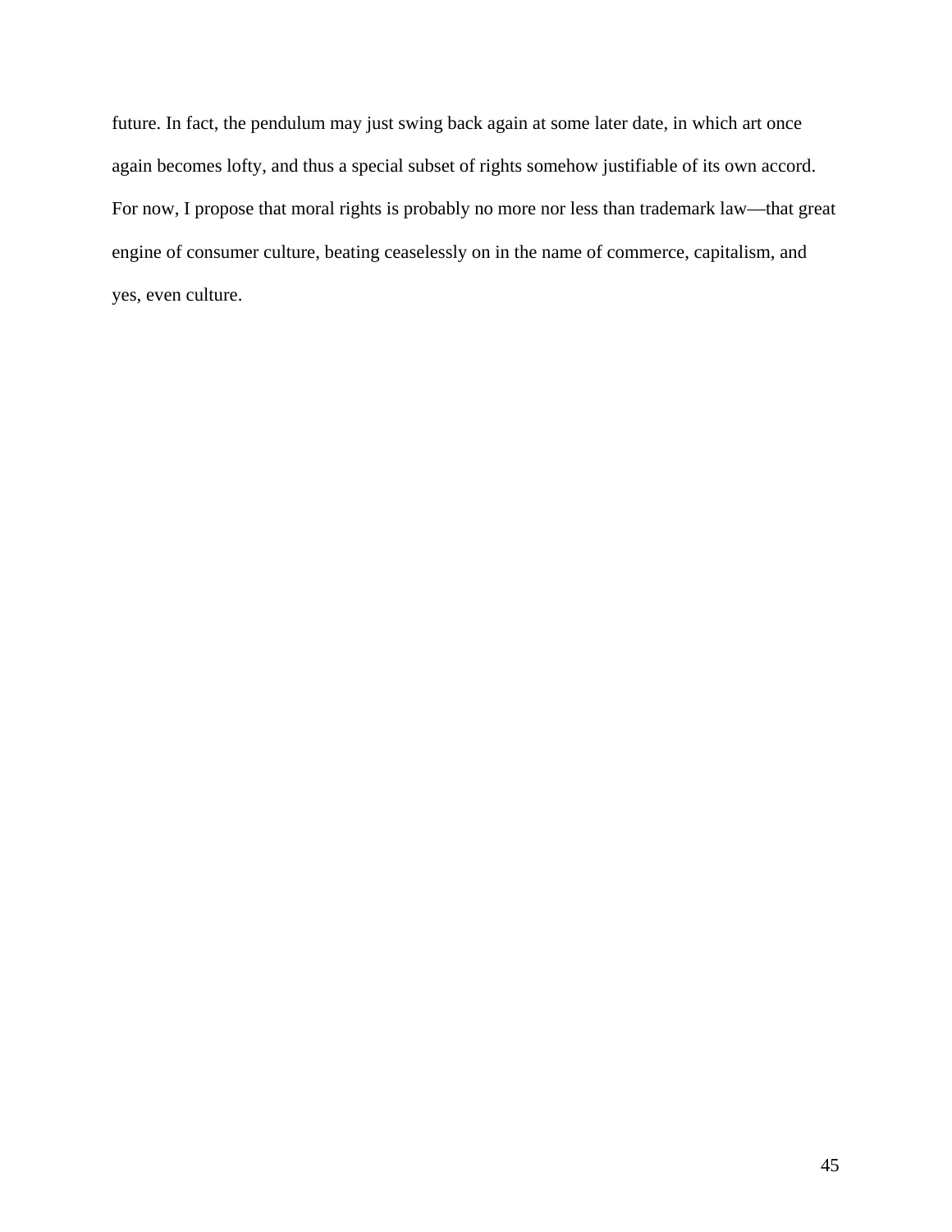future. In fact, the pendulum may just swing back again at some later date, in which art once again becomes lofty, and thus a special subset of rights somehow justifiable of its own accord. For now, I propose that moral rights is probably no more nor less than trademark law—that great engine of consumer culture, beating ceaselessly on in the name of commerce, capitalism, and yes, even culture.